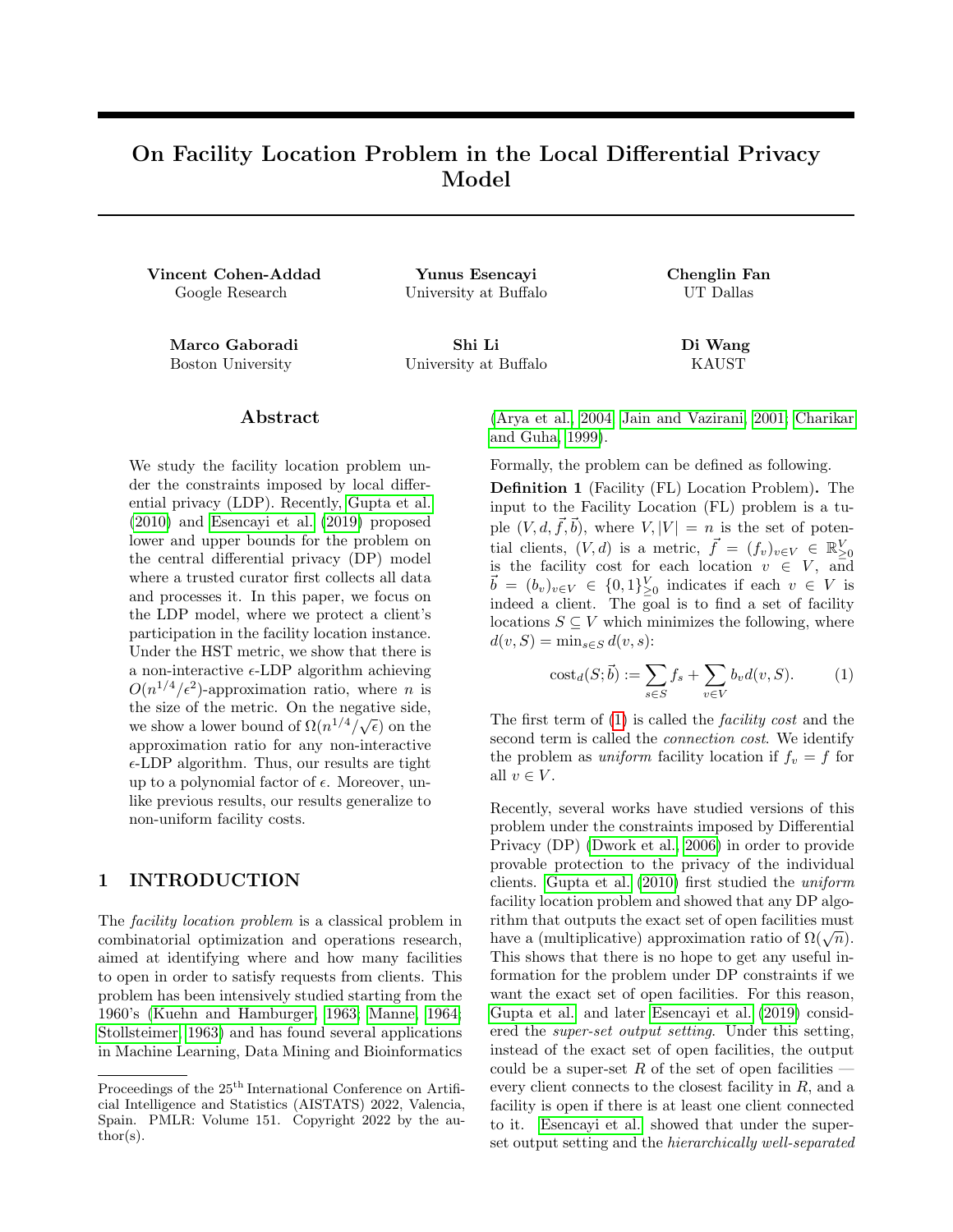# On Facility Location Problem in the Local Differential Privacy Model

**Vincent Cohen-Addad**
Google Research

**Yunus Esencayi**
University at Buffalo

**Chenglin Fan**
UT Dallas

**Marco Gaboradi**
Boston University

**Shi Li**
University at Buffalo

**Di Wang**
KAUST

## Abstract

We study the facility location problem under the constraints imposed by local differential privacy (LDP). Recently, Gupta et al. (2010) and Esencayi et al. (2019) proposed lower and upper bounds for the problem on the central differential privacy (DP) model where a trusted curator first collects all data and processes it. In this paper, we focus on the LDP model, where we protect a client's participation in the facility location instance. Under the HST metric, we show that there is a non-interactive $\epsilon$-LDP algorithm achieving $O(n^{1/4}/\epsilon^2)$-approximation ratio, where $n$ is the size of the metric. On the negative side, we show a lower bound of $\Omega(n^{1/4}/\sqrt{\epsilon})$ on the approximation ratio for any non-interactive $\epsilon$-LDP algorithm. Thus, our results are tight up to a polynomial factor of $\epsilon$. Moreover, unlike previous results, our results generalize to non-uniform facility costs.

## 1 INTRODUCTION

The *facility location problem* is a classical problem in combinatorial optimization and operations research, aimed at identifying where and how many facilities to open in order to satisfy requests from clients. This problem has been intensively studied starting from the 1960's (Kuehn and Hamburger, 1963; Manne, 1964; Stollsteimer, 1963) and has found several applications in Machine Learning, Data Mining and Bioinformatics (Arya et al., 2004; Jain and Vazirani, 2001; Charikar and Guha, 1999).

Formally, the problem can be defined as following.

**Definition 1** (Facility (FL) Location Problem)**.** The input to the Facility Location (FL) problem is a tuple $(V, d, \vec{f}, \vec{b})$, where $V, |V| = n$ is the set of potential clients, $(V, d)$ is a metric, $\vec{f} = (f_v)_{v \in V} \in \mathbb{R}^V_{\geq 0}$ is the facility cost for each location $v \in V$, and $\vec{b} = (b_v)_{v \in V} \in \{0,1\}^V_{\geq 0}$ indicates if each $v \in V$ is indeed a client. The goal is to find a set of facility locations $S \subseteq V$ which minimizes the following, where $d(v, S) = \min_{s \in S} d(v, s)$:

$$\text{cost}_d(S; \vec{b}) := \sum_{s \in S} f_s + \sum_{v \in V} b_v d(v, S). \tag{1}$$

The first term of (1) is called the *facility cost* and the second term is called the *connection cost*. We identify the problem as *uniform* facility location if $f_v = f$ for all $v \in V$.

Recently, several works have studied versions of this problem under the constraints imposed by Differential Privacy (DP) (Dwork et al., 2006) in order to provide provable protection to the privacy of the individual clients. Gupta et al. (2010) first studied the *uniform* facility location problem and showed that any DP algorithm that outputs the exact set of open facilities must have a (multiplicative) approximation ratio of $\Omega(\sqrt{n})$. This shows that there is no hope to get any useful information for the problem under DP constraints if we want the exact set of open facilities. For this reason, Gupta et al. and later Esencayi et al. (2019) considered the *super-set output setting*. Under this setting, instead of the exact set of open facilities, the output could be a super-set $R$ of the set of open facilities — every client connects to the closest facility in $R$, and a facility is open if there is at least one client connected to it. Esencayi et al. showed that under the super-set output setting and the *hierarchically well-separated*

Proceedings of the 25[th] International Conference on Artificial Intelligence and Statistics (AISTATS) 2022, Valencia, Spain. PMLR: Volume 151. Copyright 2022 by the author(s).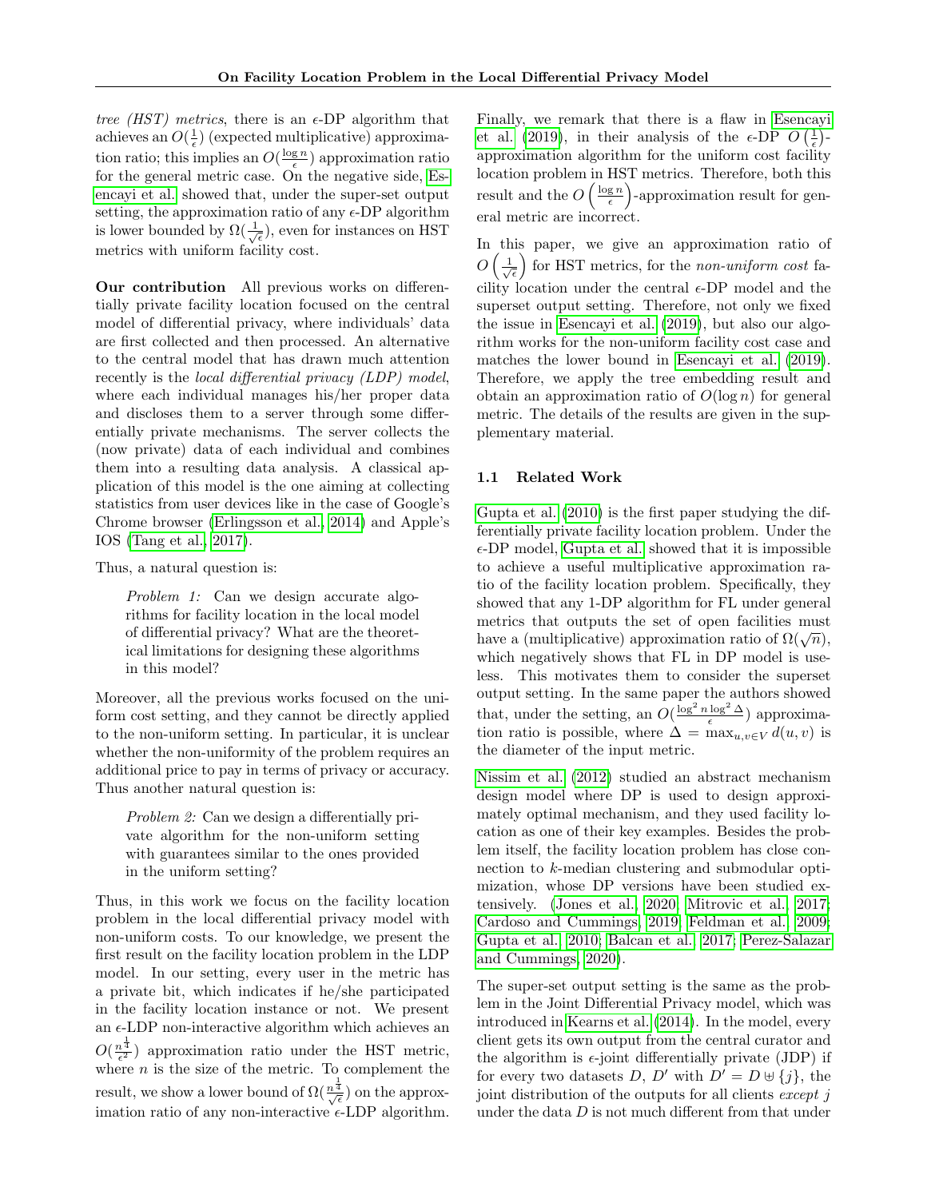*tree (HST) metrics*, there is an $\epsilon$-DP algorithm that achieves an $O(\frac{1}{\epsilon})$ (expected multiplicative) approximation ratio; this implies an $O(\frac{\log n}{\epsilon})$ approximation ratio for the general metric case. On the negative side, Esencayi et al. showed that, under the super-set output setting, the approximation ratio of any $\epsilon$-DP algorithm is lower bounded by $\Omega(\frac{1}{\sqrt{\epsilon}})$, even for instances on HST metrics with uniform facility cost.

**Our contribution** All previous works on differentially private facility location focused on the central model of differential privacy, where individuals' data are first collected and then processed. An alternative to the central model that has drawn much attention recently is the *local differential privacy (LDP) model*, where each individual manages his/her proper data and discloses them to a server through some differentially private mechanisms. The server collects the (now private) data of each individual and combines them into a resulting data analysis. A classical application of this model is the one aiming at collecting statistics from user devices like in the case of Google's Chrome browser (Erlingsson et al., 2014) and Apple's IOS (Tang et al., 2017).

Thus, a natural question is:

> *Problem 1:* Can we design accurate algorithms for facility location in the local model of differential privacy? What are the theoretical limitations for designing these algorithms in this model?

Moreover, all the previous works focused on the uniform cost setting, and they cannot be directly applied to the non-uniform setting. In particular, it is unclear whether the non-uniformity of the problem requires an additional price to pay in terms of privacy or accuracy. Thus another natural question is:

> *Problem 2:* Can we design a differentially private algorithm for the non-uniform setting with guarantees similar to the ones provided in the uniform setting?

Thus, in this work we focus on the facility location problem in the local differential privacy model with non-uniform costs. To our knowledge, we present the first result on the facility location problem in the LDP model. In our setting, every user in the metric has a private bit, which indicates if he/she participated in the facility location instance or not. We present an $\epsilon$-LDP non-interactive algorithm which achieves an $O(\frac{n^{\frac{1}{4}}}{\epsilon^2})$ approximation ratio under the HST metric, where $n$ is the size of the metric. To complement the result, we show a lower bound of $\Omega(\frac{n^{\frac{1}{4}}}{\sqrt{\epsilon}})$ on the approximation ratio of any non-interactive $\epsilon$-LDP algorithm.

Finally, we remark that there is a flaw in Esencayi et al. (2019), in their analysis of the $\epsilon$-DP $O\left(\frac{1}{\epsilon}\right)$-approximation algorithm for the uniform cost facility location problem in HST metrics. Therefore, both this result and the $O\left(\frac{\log n}{\epsilon}\right)$-approximation result for general metric are incorrect.

In this paper, we give an approximation ratio of $O\left(\frac{1}{\sqrt{\epsilon}}\right)$ for HST metrics, for the *non-uniform cost* facility location under the central $\epsilon$-DP model and the superset output setting. Therefore, not only we fixed the issue in Esencayi et al. (2019), but also our algorithm works for the non-uniform facility cost case and matches the lower bound in Esencayi et al. (2019). Therefore, we apply the tree embedding result and obtain an approximation ratio of $O(\log n)$ for general metric. The details of the results are given in the supplementary material.

### 1.1 Related Work

Gupta et al. (2010) is the first paper studying the differentially private facility location problem. Under the $\epsilon$-DP model, Gupta et al. showed that it is impossible to achieve a useful multiplicative approximation ratio of the facility location problem. Specifically, they showed that any 1-DP algorithm for FL under general metrics that outputs the set of open facilities must have a (multiplicative) approximation ratio of $\Omega(\sqrt{n})$, which negatively shows that FL in DP model is useless. This motivates them to consider the superset output setting. In the same paper the authors showed that, under the setting, an $O(\frac{\log^2 n \log^2 \Delta}{\epsilon})$ approximation ratio is possible, where $\Delta = \max_{u,v \in V} d(u, v)$ is the diameter of the input metric.

Nissim et al. (2012) studied an abstract mechanism design model where DP is used to design approximately optimal mechanism, and they used facility location as one of their key examples. Besides the problem itself, the facility location problem has close connection to $k$-median clustering and submodular optimization, whose DP versions have been studied extensively. (Jones et al., 2020; Mitrovic et al., 2017; Cardoso and Cummings, 2019; Feldman et al., 2009; Gupta et al., 2010; Balcan et al., 2017; Perez-Salazar and Cummings, 2020).

The super-set output setting is the same as the problem in the Joint Differential Privacy model, which was introduced in Kearns et al. (2014). In the model, every client gets its own output from the central curator and the algorithm is $\epsilon$-joint differentially private (JDP) if for every two datasets $D$, $D'$ with $D' = D \uplus \{j\}$, the joint distribution of the outputs for all clients *except* $j$ under the data $D$ is not much different from that under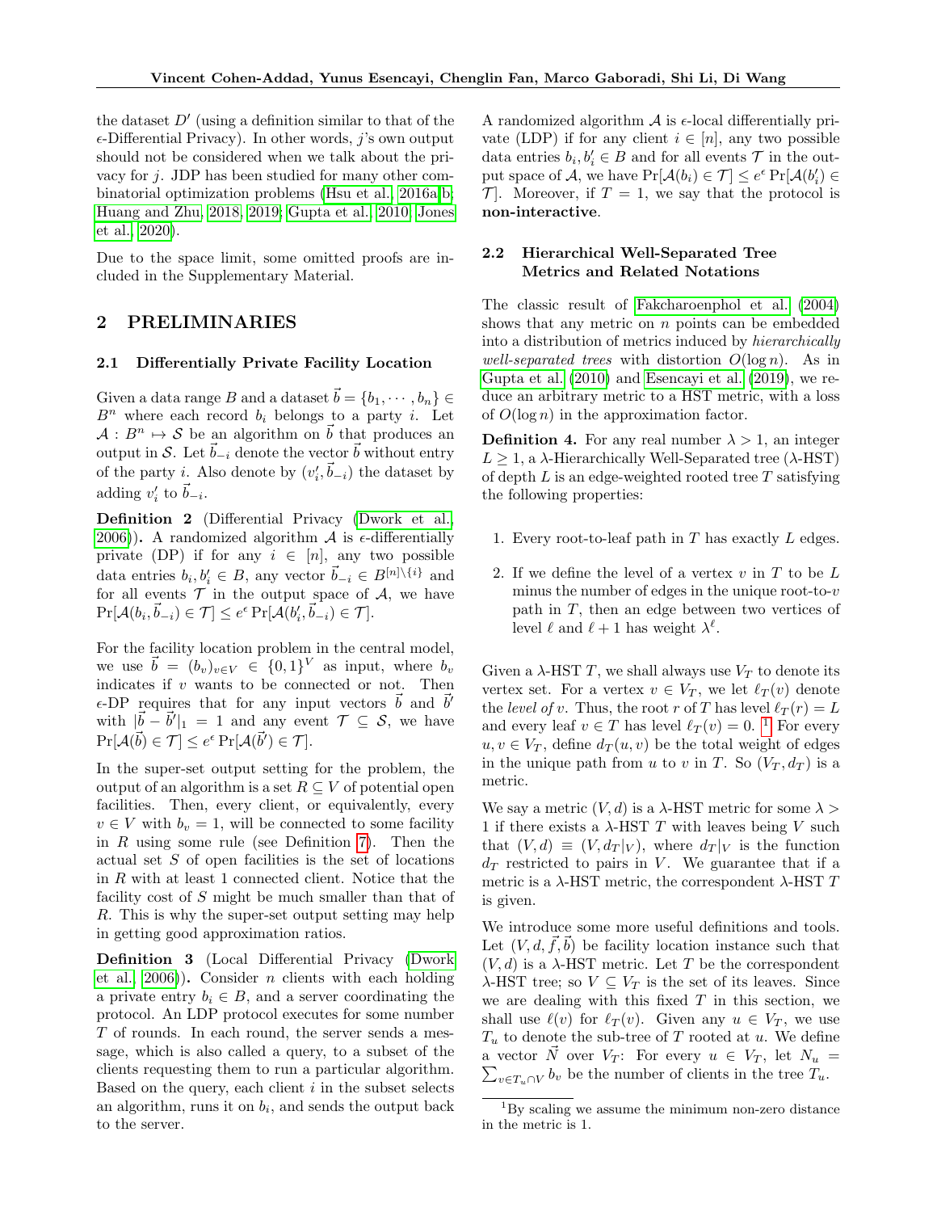the dataset $D'$ (using a definition similar to that of the $\epsilon$-Differential Privacy). In other words, $j$'s own output should not be considered when we talk about the privacy for $j$. JDP has been studied for many other combinatorial optimization problems (Hsu et al., 2016a,b; Huang and Zhu, 2018, 2019; Gupta et al., 2010; Jones et al., 2020).

Due to the space limit, some omitted proofs are included in the Supplementary Material.

## 2 PRELIMINARIES

### 2.1 Differentially Private Facility Location

Given a data range $B$ and a dataset $\vec{b} = \{b_1, \cdots, b_n\} \in B^n$ where each record $b_i$ belongs to a party $i$. Let $\mathcal{A}: B^n \mapsto \mathcal{S}$ be an algorithm on $\vec{b}$ that produces an output in $\mathcal{S}$. Let $\vec{b}_{-i}$ denote the vector $\vec{b}$ without entry of the party $i$. Also denote by $(v'_i, \vec{b}_{-i})$ the dataset by adding $v'_i$ to $\vec{b}_{-i}$.

**Definition 2** (Differential Privacy (Dwork et al., 2006))**.** A randomized algorithm $\mathcal{A}$ is $\epsilon$-differentially private (DP) if for any $i \in [n]$, any two possible data entries $b_i, b'_i \in B$, any vector $\vec{b}_{-i} \in B^{[n]\setminus\{i\}}$ and for all events $\mathcal{T}$ in the output space of $\mathcal{A}$, we have $\Pr[\mathcal{A}(b_i, \vec{b}_{-i}) \in \mathcal{T}] \le e^{\epsilon} \Pr[\mathcal{A}(b'_i, \vec{b}_{-i}) \in \mathcal{T}]$.

For the facility location problem in the central model, we use $\vec{b} = (b_v)_{v \in V} \in \{0,1\}^V$ as input, where $b_v$ indicates if $v$ wants to be connected or not. Then $\epsilon$-DP requires that for any input vectors $\vec{b}$ and $\vec{b}'$ with $|\vec{b} - \vec{b}'|_1 = 1$ and any event $\mathcal{T} \subseteq \mathcal{S}$, we have $\Pr[\mathcal{A}(\vec{b}) \in \mathcal{T}] \le e^{\epsilon} \Pr[\mathcal{A}(\vec{b}') \in \mathcal{T}]$.

In the super-set output setting for the problem, the output of an algorithm is a set $R \subseteq V$ of potential open facilities. Then, every client, or equivalently, every $v \in V$ with $b_v = 1$, will be connected to some facility in $R$ using some rule (see Definition 7). Then the actual set $S$ of open facilities is the set of locations in $R$ with at least 1 connected client. Notice that the facility cost of $S$ might be much smaller than that of $R$. This is why the super-set output setting may help in getting good approximation ratios.

**Definition 3** (Local Differential Privacy (Dwork et al., 2006))**.** Consider $n$ clients with each holding a private entry $b_i \in B$, and a server coordinating the protocol. An LDP protocol executes for some number $T$ of rounds. In each round, the server sends a message, which is also called a query, to a subset of the clients requesting them to run a particular algorithm. Based on the query, each client $i$ in the subset selects an algorithm, runs it on $b_i$, and sends the output back to the server.

A randomized algorithm $\mathcal{A}$ is $\epsilon$-local differentially private (LDP) if for any client $i \in [n]$, any two possible data entries $b_i, b'_i \in B$ and for all events $\mathcal{T}$ in the output space of $\mathcal{A}$, we have $\Pr[\mathcal{A}(b_i) \in \mathcal{T}] \le e^{\epsilon} \Pr[\mathcal{A}(b'_i) \in \mathcal{T}]$. Moreover, if $T = 1$, we say that the protocol is **non-interactive**.

### 2.2 Hierarchical Well-Separated Tree Metrics and Related Notations

The classic result of Fakcharoenphol et al. (2004) shows that any metric on $n$ points can be embedded into a distribution of metrics induced by *hierarchically well-separated trees* with distortion $O(\log n)$. As in Gupta et al. (2010) and Esencayi et al. (2019), we reduce an arbitrary metric to a HST metric, with a loss of $O(\log n)$ in the approximation factor.

**Definition 4.** For any real number $\lambda > 1$, an integer $L \ge 1$, a $\lambda$-Hierarchically Well-Separated tree ($\lambda$-HST) of depth $L$ is an edge-weighted rooted tree $T$ satisfying the following properties:

1. Every root-to-leaf path in $T$ has exactly $L$ edges.
2. If we define the level of a vertex $v$ in $T$ to be $L$ minus the number of edges in the unique root-to-$v$ path in $T$, then an edge between two vertices of level $\ell$ and $\ell + 1$ has weight $\lambda^{\ell}$.

Given a $\lambda$-HST $T$, we shall always use $V_T$ to denote its vertex set. For a vertex $v \in V_T$, we let $\ell_T(v)$ denote the *level of* $v$. Thus, the root $r$ of $T$ has level $\ell_T(r) = L$ and every leaf $v \in T$ has level $\ell_T(v) = 0$. [1] For every $u, v \in V_T$, define $d_T(u,v)$ be the total weight of edges in the unique path from $u$ to $v$ in $T$. So $(V_T, d_T)$ is a metric.

We say a metric $(V,d)$ is a $\lambda$-HST metric for some $\lambda > 1$ if there exists a $\lambda$-HST $T$ with leaves being $V$ such that $(V,d) \equiv (V, d_T|_V)$, where $d_T|_V$ is the function $d_T$ restricted to pairs in $V$. We guarantee that if a metric is a $\lambda$-HST metric, the correspondent $\lambda$-HST $T$ is given.

We introduce some more useful definitions and tools. Let $(V, d, \vec{f}, \vec{b})$ be facility location instance such that $(V,d)$ is a $\lambda$-HST metric. Let $T$ be the correspondent $\lambda$-HST tree; so $V \subseteq V_T$ is the set of its leaves. Since we are dealing with this fixed $T$ in this section, we shall use $\ell(v)$ for $\ell_T(v)$. Given any $u \in V_T$, we use $T_u$ to denote the sub-tree of $T$ rooted at $u$. We define a vector $\vec{N}$ over $V_T$: For every $u \in V_T$, let $N_u = \sum_{v \in T_u \cap V} b_v$ be the number of clients in the tree $T_u$.

[1] By scaling we assume the minimum non-zero distance in the metric is 1.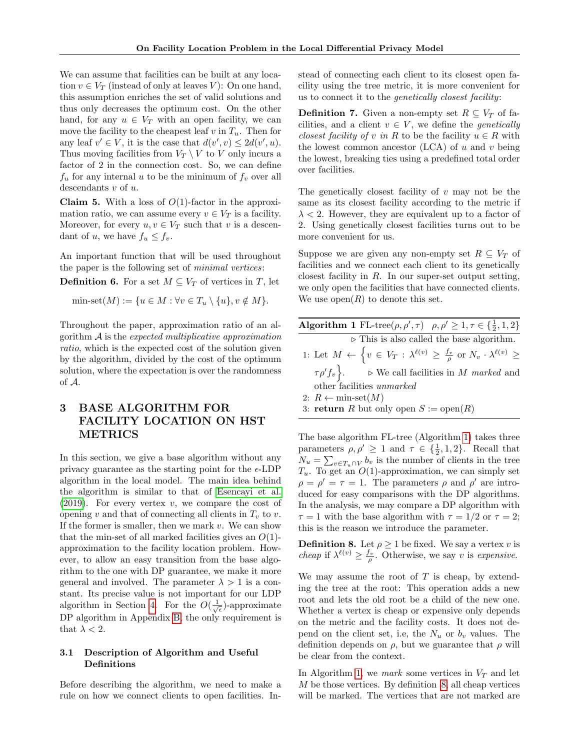We can assume that facilities can be built at any location $v \in V_T$ (instead of only at leaves $V$): On one hand, this assumption enriches the set of valid solutions and thus only decreases the optimum cost. On the other hand, for any $u \in V_T$ with an open facility, we can move the facility to the cheapest leaf $v$ in $T_u$. Then for any leaf $v' \in V$, it is the case that $d(v', v) \leq 2d(v', u)$. Thus moving facilities from $V_T \setminus V$ to $V$ only incurs a factor of 2 in the connection cost. So, we can define $f_u$ for any internal $u$ to be the minimum of $f_v$ over all descendants $v$ of $u$.

**Claim 5.** With a loss of $O(1)$-factor in the approximation ratio, we can assume every $v \in V_T$ is a facility. Moreover, for every $u, v \in V_T$ such that $v$ is a descendant of $u$, we have $f_u \leq f_v$.

An important function that will be used throughout the paper is the following set of *minimal vertices*:

**Definition 6.** For a set $M \subseteq V_T$ of vertices in $T$, let

$$\text{min-set}(M) := \{u \in M : \forall v \in T_u \setminus \{u\}, v \notin M\}.$$

Throughout the paper, approximation ratio of an algorithm $\mathcal{A}$ is the *expected multiplicative approximation ratio*, which is the expected cost of the solution given by the algorithm, divided by the cost of the optimum solution, where the expectation is over the randomness of $\mathcal{A}$.

# 3 BASE ALGORITHM FOR FACILITY LOCATION ON HST METRICS

In this section, we give a base algorithm without any privacy guarantee as the starting point for the $\epsilon$-LDP algorithm in the local model. The main idea behind the algorithm is similar to that of Esencayi et al. (2019). For every vertex $v$, we compare the cost of opening $v$ and that of connecting all clients in $T_v$ to $v$. If the former is smaller, then we mark $v$. We can show that the min-set of all marked facilities gives an $O(1)$-approximation to the facility location problem. However, to allow an easy transition from the base algorithm to the one with DP guarantee, we make it more general and involved. The parameter $\lambda > 1$ is a constant. Its precise value is not important for our LDP algorithm in Section 4. For the $O(\frac{1}{\sqrt{\epsilon}})$-approximate DP algorithm in Appendix B, the only requirement is that $\lambda < 2$.

## 3.1 Description of Algorithm and Useful Definitions

Before describing the algorithm, we need to make a rule on how we connect clients to open facilities. Instead of connecting each client to its closest open facility using the tree metric, it is more convenient for us to connect it to the *genetically closest facility*:

**Definition 7.** Given a non-empty set $R \subseteq V_T$ of facilities, and a client $v \in V$, we define the *genetically closest facility of $v$ in $R$* to be the facility $u \in R$ with the lowest common ancestor (LCA) of $u$ and $v$ being the lowest, breaking ties using a predefined total order over facilities.

The genetically closest facility of $v$ may not be the same as its closest facility according to the metric if $\lambda < 2$. However, they are equivalent up to a factor of 2. Using genetically closest facilities turns out to be more convenient for us.

Suppose we are given any non-empty set $R \subseteq V_T$ of facilities and we connect each client to its genetically closest facility in $R$. In our super-set output setting, we only open the facilities that have connected clients. We use open($R$) to denote this set.

**Algorithm 1** FL-tree($\rho, \rho', \tau$) $\quad \rho, \rho' \geq 1, \tau \in \{\frac{1}{2}, 1, 2\}$

▷ This is also called the base algorithm.

1: Let $M \leftarrow \left\{v \in V_T : \lambda^{\ell(v)} \geq \frac{f_v}{\rho} \text{ or } N_v \cdot \lambda^{\ell(v)} \geq \tau\rho' f_v\right\}$. ▷ We call facilities in $M$ *marked* and other facilities *unmarked*

2: $R \leftarrow \text{min-set}(M)$

3: **return** $R$ but only open $S := \text{open}(R)$

The base algorithm FL-tree (Algorithm 1) takes three parameters $\rho, \rho' \geq 1$ and $\tau \in \{\frac{1}{2}, 1, 2\}$. Recall that $N_u = \sum_{v \in T_u \cap V} b_v$ is the number of clients in the tree $T_u$. To get an $O(1)$-approximation, we can simply set $\rho = \rho' = \tau = 1$. The parameters $\rho$ and $\rho'$ are introduced for easy comparisons with the DP algorithms. In the analysis, we may compare a DP algorithm with $\tau = 1$ with the base algorithm with $\tau = 1/2$ or $\tau = 2$; this is the reason we introduce the parameter.

**Definition 8.** Let $\rho \geq 1$ be fixed. We say a vertex $v$ is *cheap* if $\lambda^{\ell(v)} \geq \frac{f_v}{\rho}$. Otherwise, we say $v$ is *expensive*.

We may assume the root of $T$ is cheap, by extending the tree at the root: This operation adds a new root and lets the old root be a child of the new one. Whether a vertex is cheap or expensive only depends on the metric and the facility costs. It does not depend on the client set, i.e, the $N_u$ or $b_v$ values. The definition depends on $\rho$, but we guarantee that $\rho$ will be clear from the context.

In Algorithm 1, we *mark* some vertices in $V_T$ and let $M$ be those vertices. By definition 8, all cheap vertices will be marked. The vertices that are not marked are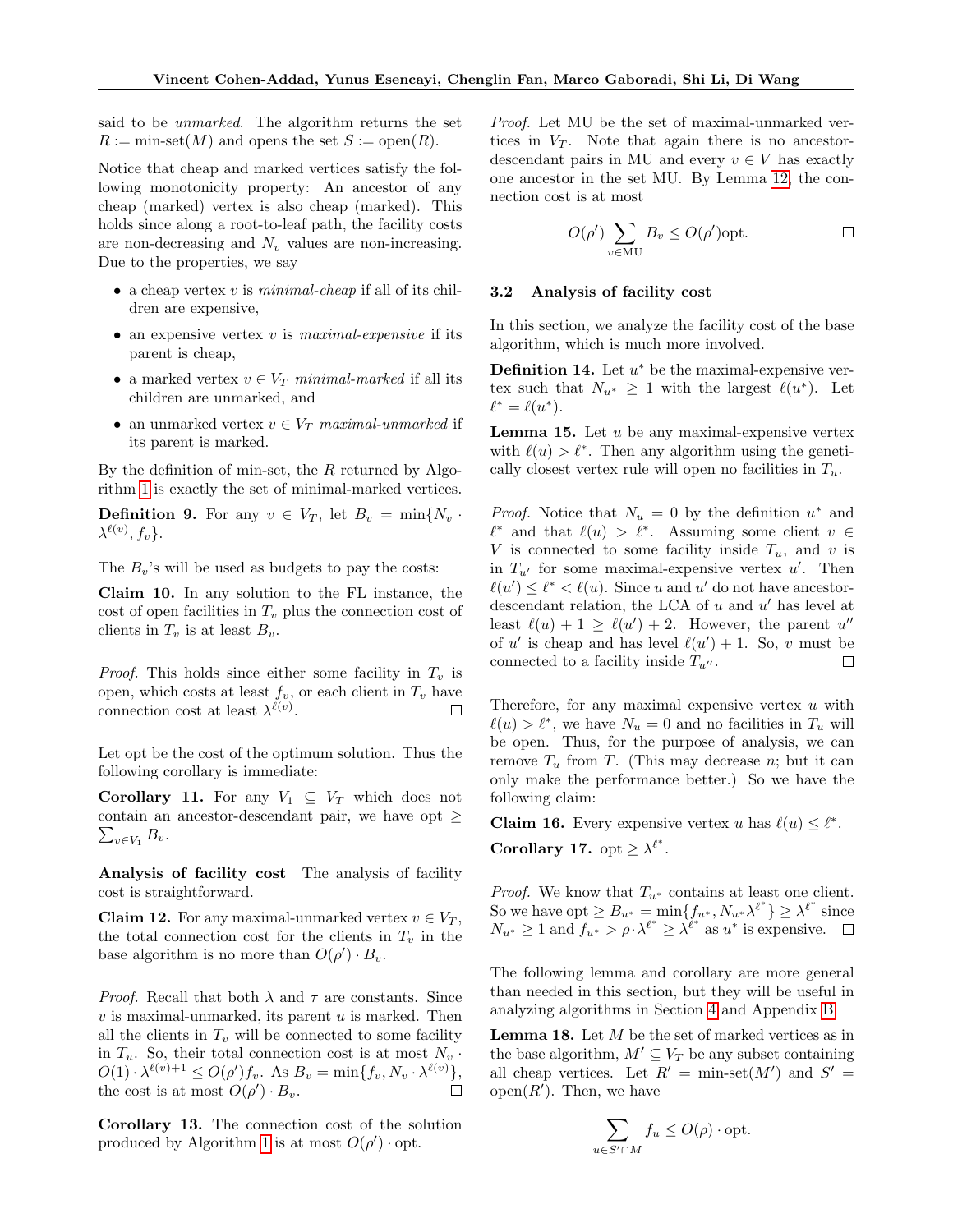said to be *unmarked*. The algorithm returns the set $R := \text{min-set}(M)$ and opens the set $S := \text{open}(R)$.

Notice that cheap and marked vertices satisfy the following monotonicity property: An ancestor of any cheap (marked) vertex is also cheap (marked). This holds since along a root-to-leaf path, the facility costs are non-decreasing and $N_v$ values are non-increasing. Due to the properties, we say

- a cheap vertex $v$ is *minimal-cheap* if all of its children are expensive,
- an expensive vertex $v$ is *maximal-expensive* if its parent is cheap,
- a marked vertex $v \in V_T$ *minimal-marked* if all its children are unmarked, and
- an unmarked vertex $v \in V_T$ *maximal-unmarked* if its parent is marked.

By the definition of min-set, the $R$ returned by Algorithm 1 is exactly the set of minimal-marked vertices.

**Definition 9.** For any $v \in V_T$, let $B_v = \min\{N_v \cdot \lambda^{\ell(v)}, f_v\}$.

The $B_v$'s will be used as budgets to pay the costs:

**Claim 10.** In any solution to the FL instance, the cost of open facilities in $T_v$ plus the connection cost of clients in $T_v$ is at least $B_v$.

*Proof.* This holds since either some facility in $T_v$ is open, which costs at least $f_v$, or each client in $T_v$ have connection cost at least $\lambda^{\ell(v)}$. □

Let opt be the cost of the optimum solution. Thus the following corollary is immediate:

**Corollary 11.** For any $V_1 \subseteq V_T$ which does not contain an ancestor-descendant pair, we have $\text{opt} \geq \sum_{v \in V_1} B_v$.

**Analysis of facility cost** The analysis of facility cost is straightforward.

**Claim 12.** For any maximal-unmarked vertex $v \in V_T$, the total connection cost for the clients in $T_v$ in the base algorithm is no more than $O(\rho') \cdot B_v$.

*Proof.* Recall that both $\lambda$ and $\tau$ are constants. Since $v$ is maximal-unmarked, its parent $u$ is marked. Then all the clients in $T_v$ will be connected to some facility in $T_u$. So, their total connection cost is at most $N_v \cdot O(1) \cdot \lambda^{\ell(v)+1} \leq O(\rho') f_v$. As $B_v = \min\{f_v, N_v \cdot \lambda^{\ell(v)}\}$, the cost is at most $O(\rho') \cdot B_v$. □

**Corollary 13.** The connection cost of the solution produced by Algorithm 1 is at most $O(\rho') \cdot \text{opt}$.

*Proof.* Let MU be the set of maximal-unmarked vertices in $V_T$. Note that again there is no ancestor-descendant pairs in MU and every $v \in V$ has exactly one ancestor in the set MU. By Lemma 12, the connection cost is at most

$$O(\rho') \sum_{v \in \text{MU}} B_v \leq O(\rho')\text{opt}.$$

□

### 3.2 Analysis of facility cost

In this section, we analyze the facility cost of the base algorithm, which is much more involved.

**Definition 14.** Let $u^*$ be the maximal-expensive vertex such that $N_{u^*} \geq 1$ with the largest $\ell(u^*)$. Let $\ell^* = \ell(u^*)$.

**Lemma 15.** Let $u$ be any maximal-expensive vertex with $\ell(u) > \ell^*$. Then any algorithm using the genetically closest vertex rule will open no facilities in $T_u$.

*Proof.* Notice that $N_u = 0$ by the definition $u^*$ and $\ell^*$ and that $\ell(u) > \ell^*$. Assuming some client $v \in V$ is connected to some facility inside $T_u$, and $v$ is in $T_{u'}$ for some maximal-expensive vertex $u'$. Then $\ell(u') \leq \ell^* < \ell(u)$. Since $u$ and $u'$ do not have ancestor-descendant relation, the LCA of $u$ and $u'$ has level at least $\ell(u) + 1 \geq \ell(u') + 2$. However, the parent $u''$ of $u'$ is cheap and has level $\ell(u') + 1$. So, $v$ must be connected to a facility inside $T_{u''}$. □

Therefore, for any maximal expensive vertex $u$ with $\ell(u) > \ell^*$, we have $N_u = 0$ and no facilities in $T_u$ will be open. Thus, for the purpose of analysis, we can remove $T_u$ from $T$. (This may decrease $n$; but it can only make the performance better.) So we have the following claim:

**Claim 16.** Every expensive vertex $u$ has $\ell(u) \leq \ell^*$.

**Corollary 17.** $\text{opt} \geq \lambda^{\ell^*}$.

*Proof.* We know that $T_{u^*}$ contains at least one client. So we have $\text{opt} \geq B_{u^*} = \min\{f_{u^*}, N_{u^*}\lambda^{\ell^*}\} \geq \lambda^{\ell^*}$ since $N_{u^*} \geq 1$ and $f_{u^*} > \rho \cdot \lambda^{\ell^*} \geq \lambda^{\ell^*}$ as $u^*$ is expensive. □

The following lemma and corollary are more general than needed in this section, but they will be useful in analyzing algorithms in Section 4 and Appendix B.

**Lemma 18.** Let $M$ be the set of marked vertices as in the base algorithm, $M' \subseteq V_T$ be any subset containing all cheap vertices. Let $R' = \text{min-set}(M')$ and $S' = \text{open}(R')$. Then, we have

$$\sum_{u \in S' \cap M} f_u \leq O(\rho) \cdot \text{opt}.$$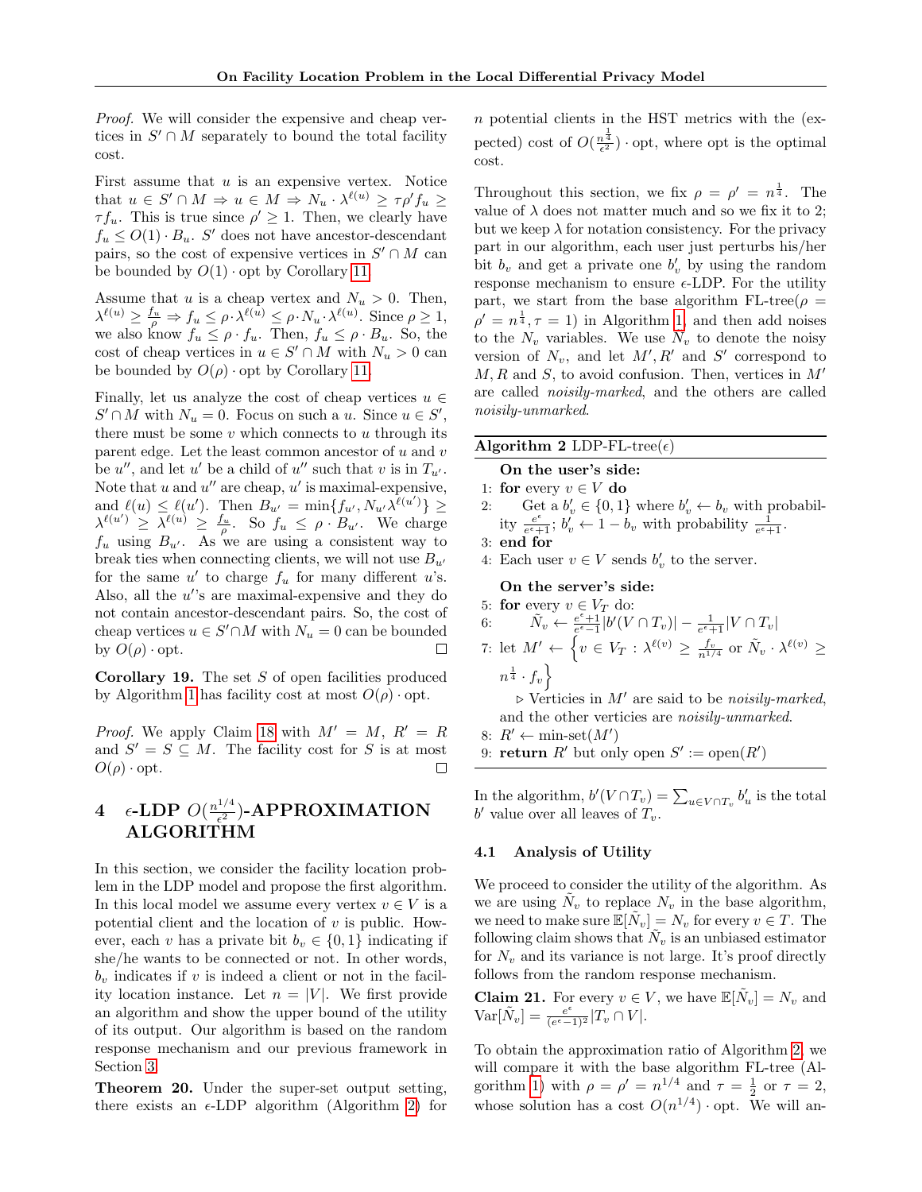*Proof.* We will consider the expensive and cheap vertices in $S' \cap M$ separately to bound the total facility cost.

First assume that $u$ is an expensive vertex. Notice that $u \in S' \cap M \Rightarrow u \in M \Rightarrow N_u \cdot \lambda^{\ell(u)} \geq \tau\rho' f_u \geq \tau f_u$. This is true since $\rho' \geq 1$. Then, we clearly have $f_u \leq O(1) \cdot B_u$. $S'$ does not have ancestor-descendant pairs, so the cost of expensive vertices in $S' \cap M$ can be bounded by $O(1) \cdot \text{opt}$ by Corollary 11.

Assume that $u$ is a cheap vertex and $N_u > 0$. Then, $\lambda^{\ell(u)} \geq \frac{f_u}{\rho} \Rightarrow f_u \leq \rho \cdot \lambda^{\ell(u)} \leq \rho \cdot N_u \cdot \lambda^{\ell(u)}$. Since $\rho \geq 1$, we also know $f_u \leq \rho \cdot f_u$. Then, $f_u \leq \rho \cdot B_u$. So, the cost of cheap vertices in $u \in S' \cap M$ with $N_u > 0$ can be bounded by $O(\rho) \cdot \text{opt}$ by Corollary 11.

Finally, let us analyze the cost of cheap vertices $u \in S' \cap M$ with $N_u = 0$. Focus on such a $u$. Since $u \in S'$, there must be some $v$ which connects to $u$ through its parent edge. Let the least common ancestor of $u$ and $v$ be $u''$, and let $u'$ be a child of $u''$ such that $v$ is in $T_{u'}$. Note that $u$ and $u''$ are cheap, $u'$ is maximal-expensive, and $\ell(u) \leq \ell(u')$. Then $B_{u'} = \min\{f_{u'}, N_{u'} \lambda^{\ell(u')}\} \geq \lambda^{\ell(u')} \geq \lambda^{\ell(u)} \geq \frac{f_u}{\rho}$. So $f_u \leq \rho \cdot B_{u'}$. We charge $f_u$ using $B_{u'}$. As we are using a consistent way to break ties when connecting clients, we will not use $B_{u'}$ for the same $u'$ to charge $f_u$ for many different $u$'s. Also, all the $u'$'s are maximal-expensive and they do not contain ancestor-descendant pairs. So, the cost of cheap vertices $u \in S' \cap M$ with $N_u = 0$ can be bounded by $O(\rho) \cdot \text{opt}$. $\square$

**Corollary 19.** The set $S$ of open facilities produced by Algorithm 1 has facility cost at most $O(\rho) \cdot \text{opt}$.

*Proof.* We apply Claim 18 with $M' = M$, $R' = R$ and $S' = S \subseteq M$. The facility cost for $S$ is at most $O(\rho) \cdot \text{opt}$. $\square$

## 4 $\epsilon$-LDP $O(\frac{n^{1/4}}{\epsilon^2})$-APPROXIMATION ALGORITHM

In this section, we consider the facility location problem in the LDP model and propose the first algorithm. In this local model we assume every vertex $v \in V$ is a potential client and the location of $v$ is public. However, each $v$ has a private bit $b_v \in \{0, 1\}$ indicating if she/he wants to be connected or not. In other words, $b_v$ indicates if $v$ is indeed a client or not in the facility location instance. Let $n = |V|$. We first provide an algorithm and show the upper bound of the utility of its output. Our algorithm is based on the random response mechanism and our previous framework in Section 3.

**Theorem 20.** Under the super-set output setting, there exists an $\epsilon$-LDP algorithm (Algorithm 2) for $n$ potential clients in the HST metrics with the (expected) cost of $O(\frac{n^{\frac{1}{4}}}{\epsilon^2}) \cdot \text{opt}$, where opt is the optimal cost.

Throughout this section, we fix $\rho = \rho' = n^{\frac{1}{4}}$. The value of $\lambda$ does not matter much and so we fix it to 2; but we keep $\lambda$ for notation consistency. For the privacy part in our algorithm, each user just perturbs his/her bit $b_v$ and get a private one $b'_v$ by using the random response mechanism to ensure $\epsilon$-LDP. For the utility part, we start from the base algorithm FL-tree($\rho = \rho' = n^{\frac{1}{4}}, \tau = 1$) in Algorithm 1 and then add noises to the $N_v$ variables. We use $\tilde{N}_v$ to denote the noisy version of $N_v$, and let $M', R'$ and $S'$ correspond to $M, R$ and $S$, to avoid confusion. Then, vertices in $M'$ are called *noisily-marked*, and the others are called *noisily-unmarked*.

---

**Algorithm 2** LDP-FL-tree($\epsilon$)

**On the user's side:**

1: **for** every $v \in V$ **do**
2: Get a $b'_v \in \{0, 1\}$ where $b'_v \leftarrow b_v$ with probability $\frac{e^\epsilon}{e^\epsilon+1}$; $b'_v \leftarrow 1 - b_v$ with probability $\frac{1}{e^\epsilon+1}$.
3: **end for**
4: Each user $v \in V$ sends $b'_v$ to the server.

**On the server's side:**

5: **for** every $v \in V_T$ do:
6: $\tilde{N}_v \leftarrow \frac{e^\epsilon+1}{e^\epsilon-1}|b'(V \cap T_v)| - \frac{1}{e^\epsilon+1}|V \cap T_v|$
7: let $M' \leftarrow \left\{ v \in V_T : \lambda^{\ell(v)} \geq \frac{f_v}{n^{1/4}} \text{ or } \tilde{N}_v \cdot \lambda^{\ell(v)} \geq n^{\frac{1}{4}} \cdot f_v \right\}$
   ▷ Verticies in $M'$ are said to be *noisily-marked*, and the other verticies are *noisily-unmarked*.
8: $R' \leftarrow$ min-set($M'$)
9: **return** $R'$ but only open $S' := \text{open}(R')$

---

In the algorithm, $b'(V \cap T_v) = \sum_{u \in V \cap T_v} b'_u$ is the total $b'$ value over all leaves of $T_v$.

### 4.1 Analysis of Utility

We proceed to consider the utility of the algorithm. As we are using $\tilde{N}_v$ to replace $N_v$ in the base algorithm, we need to make sure $\mathbb{E}[\tilde{N}_v] = N_v$ for every $v \in T$. The following claim shows that $\tilde{N}_v$ is an unbiased estimator for $N_v$ and its variance is not large. It's proof directly follows from the random response mechanism.

**Claim 21.** For every $v \in V$, we have $\mathbb{E}[\tilde{N}_v] = N_v$ and $\text{Var}[\tilde{N}_v] = \frac{e^\epsilon}{(e^\epsilon-1)^2}|T_v \cap V|$.

To obtain the approximation ratio of Algorithm 2, we will compare it with the base algorithm FL-tree (Algorithm 1) with $\rho = \rho' = n^{1/4}$ and $\tau = \frac{1}{2}$ or $\tau = 2$, whose solution has a cost $O(n^{1/4}) \cdot \text{opt}$. We will an-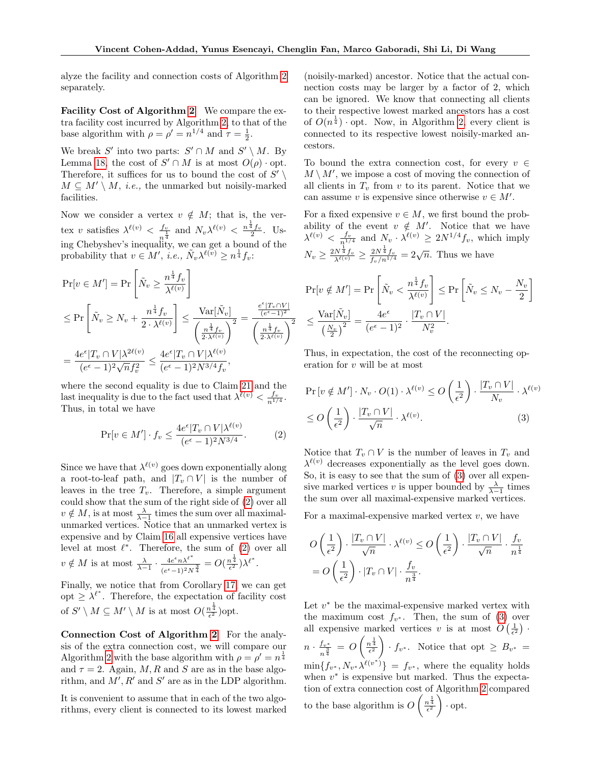alyze the facility and connection costs of Algorithm 2 separately.

**Facility Cost of Algorithm 2** We compare the extra facility cost incurred by Algorithm 2, to that of the base algorithm with $\rho = \rho' = n^{1/4}$ and $\tau = \frac{1}{2}$.

We break $S'$ into two parts: $S' \cap M$ and $S' \setminus M$. By Lemma 18, the cost of $S' \cap M$ is at most $O(\rho) \cdot \text{opt}$. Therefore, it suffices for us to bound the cost of $S' \setminus M \subseteq M' \setminus M$, *i.e.,* the unmarked but noisily-marked facilities.

Now we consider a vertex $v \notin M$; that is, the vertex $v$ satisfies $\lambda^{\ell(v)} < \frac{f_v}{n^{\frac{1}{4}}}$ and $N_v \lambda^{\ell(v)} < \frac{n^{\frac{1}{4}} f_v}{2}$. Using Chebyshev's inequality, we can get a bound of the probability that $v \in M'$, *i.e.,* $\tilde{N}_v \lambda^{\ell(v)} \geq n^{\frac{1}{4}} f_v$:

$$
\begin{aligned}
&\Pr[v \in M'] = \Pr\left[\tilde{N}_v \geq \frac{n^{\frac{1}{4}} f_v}{\lambda^{\ell(v)}}\right] \\
&\leq \Pr\left[\tilde{N}_v \geq N_v + \frac{n^{\frac{1}{4}} f_v}{2 \cdot \lambda^{\ell(v)}}\right] \leq \frac{\text{Var}[\tilde{N}_v]}{\left(\frac{n^{\frac{1}{4}} f_v}{2 \cdot \lambda^{\ell(v)}}\right)^2} = \frac{\frac{e^{\epsilon}|T_v \cap V|}{(e^{\epsilon}-1)^2}}{\left(\frac{n^{\frac{1}{4}} f_v}{2 \cdot \lambda^{\ell(v)}}\right)^2} \\
&= \frac{4e^{\epsilon}|T_v \cap V|\lambda^{2\ell(v)}}{(e^{\epsilon}-1)^2\sqrt{n}f_v^2} \leq \frac{4e^{\epsilon}|T_v \cap V|\lambda^{\ell(v)}}{(e^{\epsilon}-1)^2 N^{3/4} f_v},
\end{aligned}
$$

where the second equality is due to Claim 21 and the last inequality is due to the fact used that $\lambda^{\ell(v)} < \frac{f_v}{n^{1/4}}$. Thus, in total we have

$$
\Pr[v \in M'] \cdot f_v \leq \frac{4e^{\epsilon}|T_v \cap V|\lambda^{\ell(v)}}{(e^{\epsilon}-1)^2 N^{3/4}}. \tag{2}
$$

Since we have that $\lambda^{\ell(v)}$ goes down exponentially along a root-to-leaf path, and $|T_v \cap V|$ is the number of leaves in the tree $T_v$. Therefore, a simple argument could show that the sum of the right side of (2) over all $v \notin M$, is at most $\frac{\lambda}{\lambda-1}$ times the sum over all maximal-unmarked vertices. Notice that an unmarked vertex is expensive and by Claim 16 all expensive vertices have level at most $\ell^*$. Therefore, the sum of (2) over all $v \notin M$ is at most $\frac{\lambda}{\lambda-1} \cdot \frac{4e^{\epsilon}n\lambda^{\ell^*}}{(e^{\epsilon}-1)^2 N^{\frac{3}{4}}} = O(\frac{n^{\frac{1}{4}}}{\epsilon^2})\lambda^{\ell^*}$.

Finally, we notice that from Corollary 17, we can get $\text{opt} \geq \lambda^{\ell^*}$. Therefore, the expectation of facility cost of $S' \setminus M \subseteq M' \setminus M$ is at most $O(\frac{n^{\frac{1}{4}}}{\epsilon^2})\text{opt}$.

**Connection Cost of Algorithm 2** For the analysis of the extra connection cost, we will compare our Algorithm 2 with the base algorithm with $\rho = \rho' = n^{\frac{1}{4}}$ and $\tau = 2$. Again, $M, R$ and $S$ are as in the base algorithm, and $M', R'$ and $S'$ are as in the LDP algorithm.

It is convenient to assume that in each of the two algorithms, every client is connected to its lowest marked (noisily-marked) ancestor. Notice that the actual connection costs may be larger by a factor of 2, which can be ignored. We know that connecting all clients to their respective lowest marked ancestors has a cost of $O(n^{\frac{1}{4}}) \cdot \text{opt}$. Now, in Algorithm 2, every client is connected to its respective lowest noisily-marked ancestors.

To bound the extra connection cost, for every $v \in M \setminus M'$, we impose a cost of moving the connection of all clients in $T_v$ from $v$ to its parent. Notice that we can assume $v$ is expensive since otherwise $v \in M'$.

For a fixed expensive $v \in M$, we first bound the probability of the event $v \notin M'$. Notice that we have $\lambda^{\ell(v)} < \frac{f_v}{n^{1/4}}$ and $N_v \cdot \lambda^{\ell(v)} \geq 2N^{1/4} f_v$, which imply $N_v \geq \frac{2N^{\frac{1}{4}} f_v}{\lambda^{\ell(v)}} \geq \frac{2N^{\frac{1}{4}} f_v}{f_v / n^{1/4}} = 2\sqrt{n}$. Thus we have

$$
\begin{aligned}
&\Pr[v \notin M'] = \Pr\left[\tilde{N}_v < \frac{n^{\frac{1}{4}} f_v}{\lambda^{\ell(v)}}\right] \leq \Pr\left[\tilde{N}_v \leq N_v - \frac{N_v}{2}\right] \\
&\leq \frac{\text{Var}[\tilde{N}_v]}{\left(\frac{N_v}{2}\right)^2} = \frac{4e^{\epsilon}}{(e^{\epsilon}-1)^2} \cdot \frac{|T_v \cap V|}{N_v^2}.
\end{aligned}
$$

Thus, in expectation, the cost of the reconnecting operation for $v$ will be at most

$$
\begin{aligned}
&\Pr\left[v \notin M'\right] \cdot N_v \cdot O(1) \cdot \lambda^{\ell(v)} \leq O\left(\frac{1}{\epsilon^2}\right) \cdot \frac{|T_v \cap V|}{N_v} \cdot \lambda^{\ell(v)} \\
&\leq O\left(\frac{1}{\epsilon^2}\right) \cdot \frac{|T_v \cap V|}{\sqrt{n}} \cdot \lambda^{\ell(v)}.
\end{aligned} \tag{3}
$$

Notice that $T_v \cap V$ is the number of leaves in $T_v$ and $\lambda^{\ell(v)}$ decreases exponentially as the level goes down. So, it is easy to see that the sum of (3) over all expensive marked vertices $v$ is upper bounded by $\frac{\lambda}{\lambda-1}$ times the sum over all maximal-expensive marked vertices.

For a maximal-expensive marked vertex $v$, we have

$$
\begin{aligned}
&O\left(\frac{1}{\epsilon^2}\right) \cdot \frac{|T_v \cap V|}{\sqrt{n}} \cdot \lambda^{\ell(v)} \leq O\left(\frac{1}{\epsilon^2}\right) \cdot \frac{|T_v \cap V|}{\sqrt{n}} \cdot \frac{f_v}{n^{\frac{1}{4}}} \\
&= O\left(\frac{1}{\epsilon^2}\right) \cdot |T_v \cap V| \cdot \frac{f_v}{n^{\frac{3}{4}}}.
\end{aligned}
$$

Let $v^*$ be the maximal-expensive marked vertex with the maximum cost $f_{v^*}$. Then, the sum of (3) over all expensive marked vertices $v$ is at most $O\left(\frac{1}{\epsilon^2}\right) \cdot n \cdot \frac{f_{v^*}}{n^{\frac{3}{4}}} = O\left(\frac{n^{\frac{1}{4}}}{\epsilon^2}\right) \cdot f_{v^*}$. Notice that $\text{opt} \geq B_{v^*} = \min\{f_{v^*}, N_{v^*}\lambda^{\ell(v^*)}\} = f_{v^*}$, where the equality holds when $v^*$ is expensive but marked. Thus the expectation of extra connection cost of Algorithm 2 compared to the base algorithm is $O\left(\frac{n^{\frac{1}{4}}}{\epsilon^2}\right) \cdot \text{opt}$.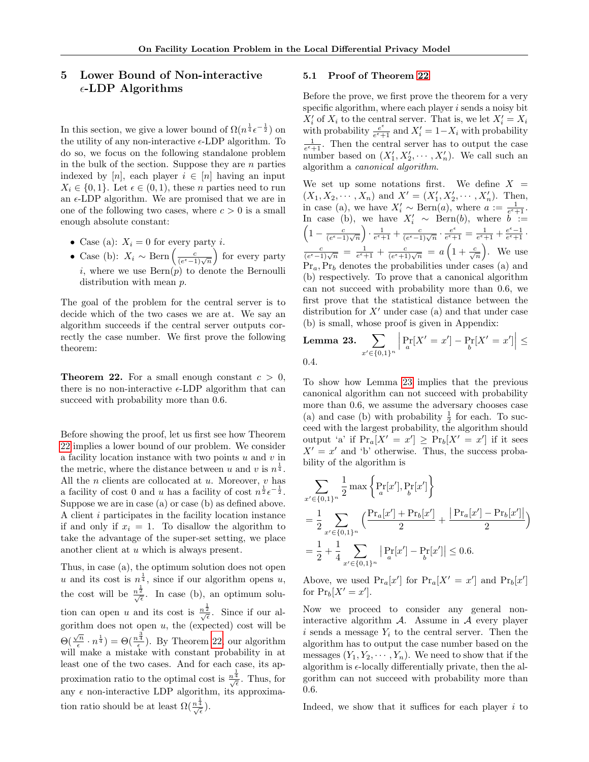## 5 Lower Bound of Non-interactive $\epsilon$-LDP Algorithms

In this section, we give a lower bound of $\Omega(n^{\frac{1}{4}}\epsilon^{-\frac{1}{2}})$ on the utility of any non-interactive $\epsilon$-LDP algorithm. To do so, we focus on the following standalone problem in the bulk of the section. Suppose they are $n$ parties indexed by $[n]$, each player $i \in [n]$ having an input $X_i \in \{0,1\}$. Let $\epsilon \in (0,1)$, these $n$ parties need to run an $\epsilon$-LDP algorithm. We are promised that we are in one of the following two cases, where $c > 0$ is a small enough absolute constant:

- Case (a): $X_i = 0$ for every party $i$.
- Case (b): $X_i \sim \text{Bern}\left(\frac{c}{(e^\epsilon - 1)\sqrt{n}}\right)$ for every party $i$, where we use $\text{Bern}(p)$ to denote the Bernoulli distribution with mean $p$.

The goal of the problem for the central server is to decide which of the two cases we are at. We say an algorithm succeeds if the central server outputs correctly the case number. We first prove the following theorem:

**Theorem 22.** For a small enough constant $c > 0$, there is no non-interactive $\epsilon$-LDP algorithm that can succeed with probability more than 0.6.

Before showing the proof, let us first see how Theorem 22 implies a lower bound of our problem. We consider a facility location instance with two points $u$ and $v$ in the metric, where the distance between $u$ and $v$ is $n^{\frac{1}{4}}$. All the $n$ clients are collocated at $u$. Moreover, $v$ has a facility of cost 0 and $u$ has a facility of cost $n^{\frac{1}{2}}\epsilon^{-\frac{1}{2}}$. Suppose we are in case (a) or case (b) as defined above. A client $i$ participates in the facility location instance if and only if $x_i = 1$. To disallow the algorithm to take the advantage of the super-set setting, we place another client at $u$ which is always present.

Thus, in case (a), the optimum solution does not open $u$ and its cost is $n^{\frac{1}{4}}$, since if our algorithm opens $u$, the cost will be $\frac{n^{\frac{1}{2}}}{\sqrt{\epsilon}}$. In case (b), an optimum solution can open $u$ and its cost is $\frac{n^{\frac{1}{2}}}{\sqrt{\epsilon}}$. Since if our algorithm does not open $u$, the (expected) cost will be $\Theta(\frac{\sqrt{n}}{\epsilon} \cdot n^{\frac{1}{4}}) = \Theta(\frac{n^{\frac{3}{4}}}{\epsilon})$. By Theorem 22, our algorithm will make a mistake with constant probability in at least one of the two cases. And for each case, its approximation ratio to the optimal cost is $\frac{n^{\frac{1}{4}}}{\sqrt{\epsilon}}$. Thus, for any $\epsilon$ non-interactive LDP algorithm, its approximation ratio should be at least $\Omega(\frac{n^{\frac{1}{4}}}{\sqrt{\epsilon}})$.

### 5.1 Proof of Theorem 22

Before the prove, we first prove the theorem for a very specific algorithm, where each player $i$ sends a noisy bit $X'_i$ of $X_i$ to the central server. That is, we let $X'_i = X_i$ with probability $\frac{e^\epsilon}{e^\epsilon+1}$ and $X'_i = 1 - X_i$ with probability $\frac{1}{e^\epsilon+1}$. Then the central server has to output the case number based on $(X'_1, X'_2, \cdots, X'_n)$. We call such an algorithm a *canonical algorithm*.

We set up some notations first. We define $X = (X_1, X_2, \cdots, X_n)$ and $X' = (X'_1, X'_2, \cdots, X'_n)$. Then, in case (a), we have $X'_i \sim \text{Bern}(a)$, where $a := \frac{1}{e^\epsilon+1}$. In case (b), we have $X'_i \sim \text{Bern}(b)$, where $b := \left(1 - \frac{c}{(e^\epsilon-1)\sqrt{n}}\right) \cdot \frac{1}{e^\epsilon+1} + \frac{c}{(e^\epsilon-1)\sqrt{n}} \cdot \frac{e^\epsilon}{e^\epsilon+1} = \frac{1}{e^\epsilon+1} + \frac{e^\epsilon-1}{e^\epsilon+1} \cdot \frac{c}{(e^\epsilon-1)\sqrt{n}} = \frac{1}{e^\epsilon+1} + \frac{c}{(e^\epsilon+1)\sqrt{n}} = a\left(1 + \frac{c}{\sqrt{n}}\right)$. We use $\Pr_a, \Pr_b$ denotes the probabilities under cases (a) and (b) respectively. To prove that a canonical algorithm can not succeed with probability more than 0.6, we first prove that the statistical distance between the distribution for $X'$ under case (a) and that under case (b) is small, whose proof is given in Appendix:

**Lemma 23.** $\sum_{x' \in \{0,1\}^n} \left| \Pr_a[X' = x'] - \Pr_b[X' = x'] \right| \leq 0.4$.

To show how Lemma 23 implies that the previous canonical algorithm can not succeed with probability more than 0.6, we assume the adversary chooses case (a) and case (b) with probability $\frac{1}{2}$ for each. To succeed with the largest probability, the algorithm should output 'a' if $\Pr_a[X' = x'] \geq \Pr_b[X' = x']$ if it sees $X' = x'$ and 'b' otherwise. Thus, the success probability of the algorithm is

$$
\begin{aligned}
&\sum_{x' \in \{0,1\}^n} \frac{1}{2} \max\left\{\Pr_a[x'], \Pr_b[x']\right\} \\
&= \frac{1}{2} \sum_{x' \in \{0,1\}^n} \left(\frac{\Pr_a[x'] + \Pr_b[x']}{2} + \frac{\left|\Pr_a[x'] - \Pr_b[x']\right|}{2}\right) \\
&= \frac{1}{2} + \frac{1}{4} \sum_{x' \in \{0,1\}^n} \left|\Pr_a[x'] - \Pr_b[x']\right| \leq 0.6.
\end{aligned}
$$

Above, we used $\Pr_a[x']$ for $\Pr_a[X' = x']$ and $\Pr_b[x']$ for $\Pr_b[X' = x']$.

Now we proceed to consider any general non-interactive algorithm $\mathcal{A}$. Assume in $\mathcal{A}$ every player $i$ sends a message $Y_i$ to the central server. Then the algorithm has to output the case number based on the messages $(Y_1, Y_2, \cdots, Y_n)$. We need to show that if the algorithm is $\epsilon$-locally differentially private, then the algorithm can not succeed with probability more than 0.6.

Indeed, we show that it suffices for each player $i$ to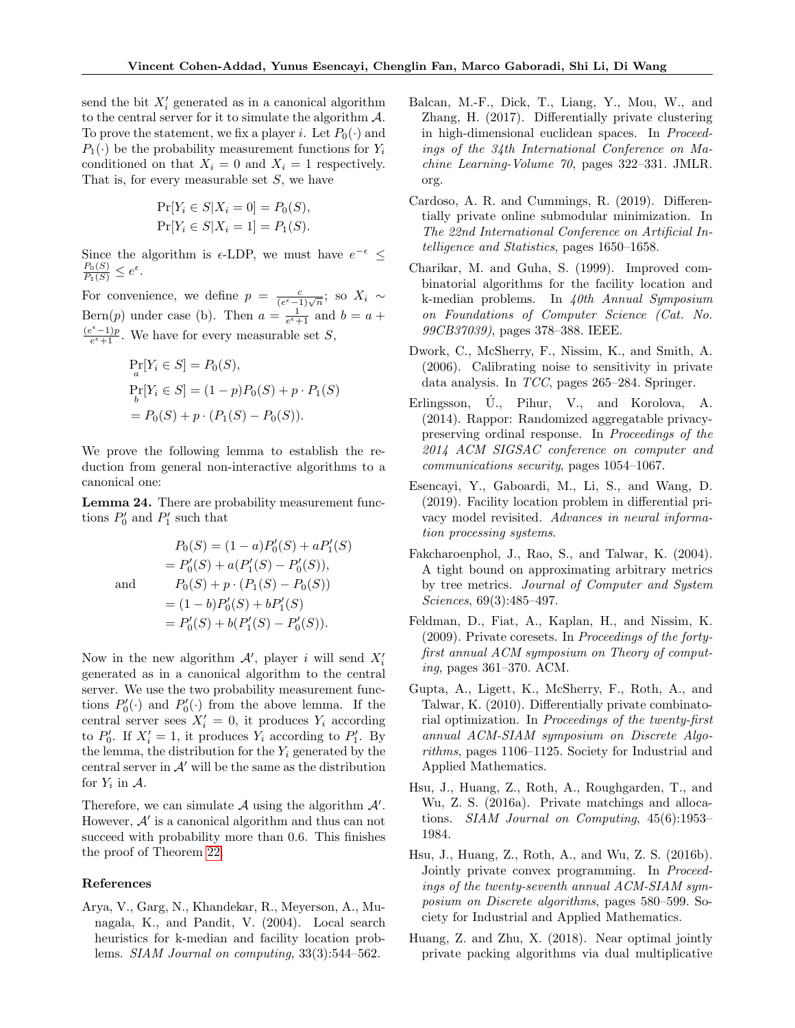send the bit $X_i'$ generated as in a canonical algorithm to the central server for it to simulate the algorithm $\mathcal{A}$. To prove the statement, we fix a player $i$. Let $P_0(\cdot)$ and $P_1(\cdot)$ be the probability measurement functions for $Y_i$ conditioned on that $X_i = 0$ and $X_i = 1$ respectively. That is, for every measurable set $S$, we have

$$\Pr[Y_i \in S | X_i = 0] = P_0(S),$$
$$\Pr[Y_i \in S | X_i = 1] = P_1(S).$$

Since the algorithm is $\epsilon$-LDP, we must have $e^{-\epsilon} \leq \frac{P_0(S)}{P_1(S)} \leq e^{\epsilon}$.

For convenience, we define $p = \frac{c}{(e^\epsilon - 1)\sqrt{n}}$; so $X_i \sim \text{Bern}(p)$ under case (b). Then $a = \frac{1}{e^\epsilon + 1}$ and $b = a + \frac{(e^\epsilon - 1)p}{e^\epsilon + 1}$. We have for every measurable set $S$,

$$\begin{aligned}
&\Pr_a[Y_i \in S] = P_0(S),\\
&\Pr_b[Y_i \in S] = (1-p)P_0(S) + p \cdot P_1(S)\\
&= P_0(S) + p \cdot (P_1(S) - P_0(S)).
\end{aligned}$$

We prove the following lemma to establish the reduction from general non-interactive algorithms to a canonical one:

**Lemma 24.** There are probability measurement functions $P_0'$ and $P_1'$ such that

$$\begin{aligned}
&P_0(S) = (1-a)P_0'(S) + aP_1'(S)\\
&= P_0'(S) + a(P_1'(S) - P_0'(S)),\\
\text{and} \qquad &P_0(S) + p \cdot (P_1(S) - P_0(S))\\
&= (1-b)P_0'(S) + bP_1'(S)\\
&= P_0'(S) + b(P_1'(S) - P_0'(S)).
\end{aligned}$$

Now in the new algorithm $\mathcal{A}'$, player $i$ will send $X_i'$ generated as in a canonical algorithm to the central server. We use the two probability measurement functions $P_0'(\cdot)$ and $P_0'(\cdot)$ from the above lemma. If the central server sees $X_i' = 0$, it produces $Y_i$ according to $P_0'$. If $X_i' = 1$, it produces $Y_i$ according to $P_1'$. By the lemma, the distribution for the $Y_i$ generated by the central server in $\mathcal{A}'$ will be the same as the distribution for $Y_i$ in $\mathcal{A}$.

Therefore, we can simulate $\mathcal{A}$ using the algorithm $\mathcal{A}'$. However, $\mathcal{A}'$ is a canonical algorithm and thus can not succeed with probability more than 0.6. This finishes the proof of Theorem 22.

## References

Arya, V., Garg, N., Khandekar, R., Meyerson, A., Munagala, K., and Pandit, V. (2004). Local search heuristics for k-median and facility location problems. *SIAM Journal on computing*, 33(3):544–562.

Balcan, M.-F., Dick, T., Liang, Y., Mou, W., and Zhang, H. (2017). Differentially private clustering in high-dimensional euclidean spaces. In *Proceedings of the 34th International Conference on Machine Learning-Volume 70*, pages 322–331. JMLR. org.

Cardoso, A. R. and Cummings, R. (2019). Differentially private online submodular minimization. In *The 22nd International Conference on Artificial Intelligence and Statistics*, pages 1650–1658.

Charikar, M. and Guha, S. (1999). Improved combinatorial algorithms for the facility location and k-median problems. In *40th Annual Symposium on Foundations of Computer Science (Cat. No. 99CB37039)*, pages 378–388. IEEE.

Dwork, C., McSherry, F., Nissim, K., and Smith, A. (2006). Calibrating noise to sensitivity in private data analysis. In *TCC*, pages 265–284. Springer.

Erlingsson, Ú., Pihur, V., and Korolova, A. (2014). Rappor: Randomized aggregatable privacy-preserving ordinal response. In *Proceedings of the 2014 ACM SIGSAC conference on computer and communications security*, pages 1054–1067.

Esencayi, Y., Gaboardi, M., Li, S., and Wang, D. (2019). Facility location problem in differential privacy model revisited. *Advances in neural information processing systems*.

Fakcharoenphol, J., Rao, S., and Talwar, K. (2004). A tight bound on approximating arbitrary metrics by tree metrics. *Journal of Computer and System Sciences*, 69(3):485–497.

Feldman, D., Fiat, A., Kaplan, H., and Nissim, K. (2009). Private coresets. In *Proceedings of the forty-first annual ACM symposium on Theory of computing*, pages 361–370. ACM.

Gupta, A., Ligett, K., McSherry, F., Roth, A., and Talwar, K. (2010). Differentially private combinatorial optimization. In *Proceedings of the twenty-first annual ACM-SIAM symposium on Discrete Algorithms*, pages 1106–1125. Society for Industrial and Applied Mathematics.

Hsu, J., Huang, Z., Roth, A., Roughgarden, T., and Wu, Z. S. (2016a). Private matchings and allocations. *SIAM Journal on Computing*, 45(6):1953–1984.

Hsu, J., Huang, Z., Roth, A., and Wu, Z. S. (2016b). Jointly private convex programming. In *Proceedings of the twenty-seventh annual ACM-SIAM symposium on Discrete algorithms*, pages 580–599. Society for Industrial and Applied Mathematics.

Huang, Z. and Zhu, X. (2018). Near optimal jointly private packing algorithms via dual multiplicative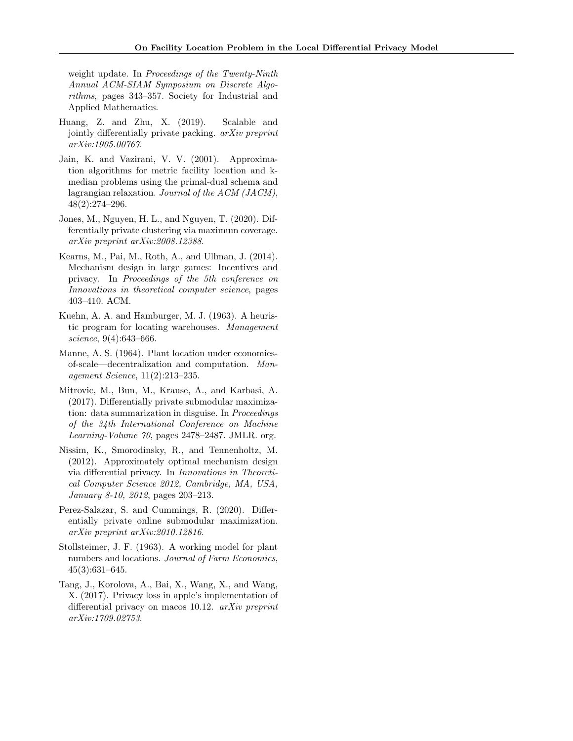weight update. In *Proceedings of the Twenty-Ninth Annual ACM-SIAM Symposium on Discrete Algorithms*, pages 343–357. Society for Industrial and Applied Mathematics.

Huang, Z. and Zhu, X. (2019). Scalable and jointly differentially private packing. *arXiv preprint arXiv:1905.00767*.

Jain, K. and Vazirani, V. V. (2001). Approximation algorithms for metric facility location and k-median problems using the primal-dual schema and lagrangian relaxation. *Journal of the ACM (JACM)*, 48(2):274–296.

Jones, M., Nguyen, H. L., and Nguyen, T. (2020). Differentially private clustering via maximum coverage. *arXiv preprint arXiv:2008.12388*.

Kearns, M., Pai, M., Roth, A., and Ullman, J. (2014). Mechanism design in large games: Incentives and privacy. In *Proceedings of the 5th conference on Innovations in theoretical computer science*, pages 403–410. ACM.

Kuehn, A. A. and Hamburger, M. J. (1963). A heuristic program for locating warehouses. *Management science*, 9(4):643–666.

Manne, A. S. (1964). Plant location under economies-of-scale—decentralization and computation. *Management Science*, 11(2):213–235.

Mitrovic, M., Bun, M., Krause, A., and Karbasi, A. (2017). Differentially private submodular maximization: data summarization in disguise. In *Proceedings of the 34th International Conference on Machine Learning-Volume 70*, pages 2478–2487. JMLR. org.

Nissim, K., Smorodinsky, R., and Tennenholtz, M. (2012). Approximately optimal mechanism design via differential privacy. In *Innovations in Theoretical Computer Science 2012, Cambridge, MA, USA, January 8-10, 2012*, pages 203–213.

Perez-Salazar, S. and Cummings, R. (2020). Differentially private online submodular maximization. *arXiv preprint arXiv:2010.12816*.

Stollsteimer, J. F. (1963). A working model for plant numbers and locations. *Journal of Farm Economics*, 45(3):631–645.

Tang, J., Korolova, A., Bai, X., Wang, X., and Wang, X. (2017). Privacy loss in apple's implementation of differential privacy on macos 10.12. *arXiv preprint arXiv:1709.02753*.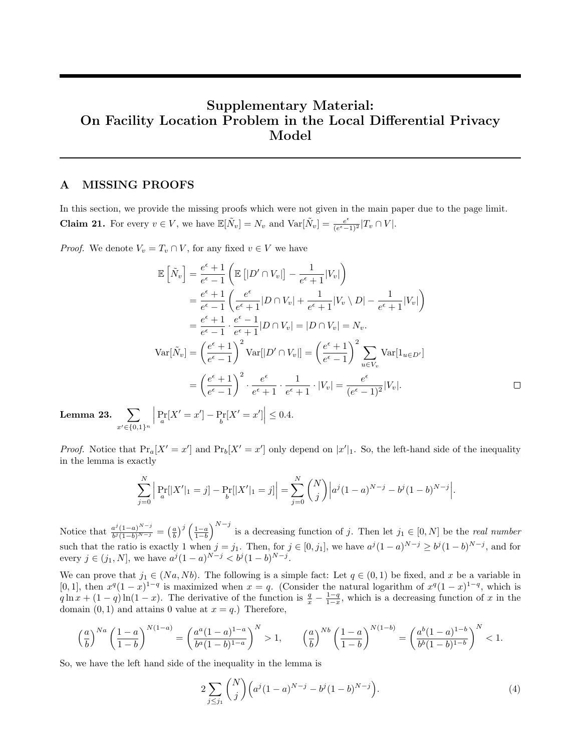# Supplementary Material: On Facility Location Problem in the Local Differential Privacy Model

## A MISSING PROOFS

In this section, we provide the missing proofs which were not given in the main paper due to the page limit.

**Claim 21.** For every $v \in V$, we have $\mathbb{E}[\tilde{N}_v] = N_v$ and $\mathrm{Var}[\tilde{N}_v] = \frac{e^\epsilon}{(e^\epsilon-1)^2}|T_v \cap V|$.

*Proof.* We denote $V_v = T_v \cap V$, for any fixed $v \in V$ we have

$$
\begin{aligned}
\mathbb{E}\left[\tilde{N}_v\right] &= \frac{e^\epsilon+1}{e^\epsilon-1}\left(\mathbb{E}\left[|D' \cap V_v|\right] - \frac{1}{e^\epsilon+1}|V_v|\right) \\
&= \frac{e^\epsilon+1}{e^\epsilon-1}\left(\frac{e^\epsilon}{e^\epsilon+1}|D \cap V_v| + \frac{1}{e^\epsilon+1}|V_v \setminus D| - \frac{1}{e^\epsilon+1}|V_v|\right) \\
&= \frac{e^\epsilon+1}{e^\epsilon-1} \cdot \frac{e^\epsilon-1}{e^\epsilon+1}|D \cap V_v| = |D \cap V_v| = N_v. \\
\mathrm{Var}[\tilde{N}_v] &= \left(\frac{e^\epsilon+1}{e^\epsilon-1}\right)^2 \mathrm{Var}[|D' \cap V_v|] = \left(\frac{e^\epsilon+1}{e^\epsilon-1}\right)^2 \sum_{u \in V_v} \mathrm{Var}[1_{u \in D'}] \\
&= \left(\frac{e^\epsilon+1}{e^\epsilon-1}\right)^2 \cdot \frac{e^\epsilon}{e^\epsilon+1} \cdot \frac{1}{e^\epsilon+1} \cdot |V_v| = \frac{e^\epsilon}{(e^\epsilon-1)^2}|V_v|.
\end{aligned}
$$

□

**Lemma 23.** $\displaystyle\sum_{x' \in \{0,1\}^n} \left|\Pr_a[X' = x'] - \Pr_b[X' = x']\right| \leq 0.4.$

*Proof.* Notice that $\Pr_a[X' = x']$ and $\Pr_b[X' = x']$ only depend on $|x'|_1$. So, the left-hand side of the inequality in the lemma is exactly

$$
\sum_{j=0}^{N} \left|\Pr_a[|X'|_1 = j] - \Pr_b[|X'|_1 = j]\right| = \sum_{j=0}^{N} \binom{N}{j} \left|a^j(1-a)^{N-j} - b^j(1-b)^{N-j}\right|.
$$

Notice that $\frac{a^j(1-a)^{N-j}}{b^j(1-b)^{N-j}} = \left(\frac{a}{b}\right)^j \left(\frac{1-a}{1-b}\right)^{N-j}$ is a decreasing function of $j$. Then let $j_1 \in [0, N]$ be the *real number* such that the ratio is exactly 1 when $j = j_1$. Then, for $j \in [0, j_1]$, we have $a^j(1-a)^{N-j} \geq b^j(1-b)^{N-j}$, and for every $j \in (j_1, N]$, we have $a^j(1-a)^{N-j} < b^j(1-b)^{N-j}$.

We can prove that $j_1 \in (Na, Nb)$. The following is a simple fact: Let $q \in (0,1)$ be fixed, and $x$ be a variable in $[0,1]$, then $x^q(1-x)^{1-q}$ is maximized when $x = q$. (Consider the natural logarithm of $x^q(1-x)^{1-q}$, which is $q \ln x + (1-q)\ln(1-x)$. The derivative of the function is $\frac{q}{x} - \frac{1-q}{1-x}$, which is a decreasing function of $x$ in the domain $(0,1)$ and attains 0 value at $x = q$.) Therefore,

$$
\left(\frac{a}{b}\right)^{Na} \left(\frac{1-a}{1-b}\right)^{N(1-a)} = \left(\frac{a^a(1-a)^{1-a}}{b^a(1-b)^{1-a}}\right)^N > 1, \qquad \left(\frac{a}{b}\right)^{Nb} \left(\frac{1-a}{1-b}\right)^{N(1-b)} = \left(\frac{a^b(1-a)^{1-b}}{b^b(1-b)^{1-b}}\right)^N < 1.
$$

So, we have the left hand side of the inequality in the lemma is

$$
2\sum_{j \leq j_1} \binom{N}{j} \left(a^j(1-a)^{N-j} - b^j(1-b)^{N-j}\right). \tag{4}
$$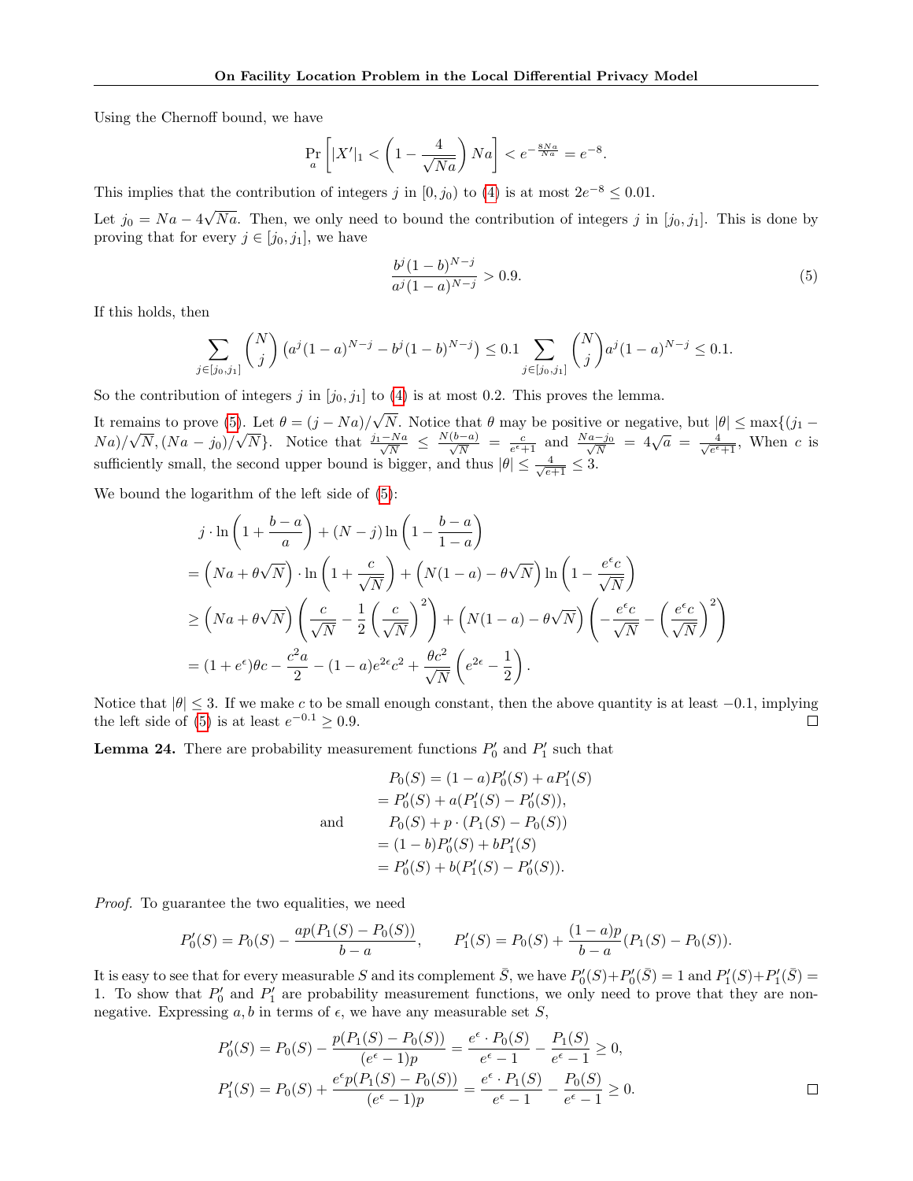Using the Chernoff bound, we have

$$\Pr_a\left[|X'|_1 < \left(1 - \frac{4}{\sqrt{Na}}\right) Na\right] < e^{-\frac{8Na}{Na}} = e^{-8}.$$

This implies that the contribution of integers $j$ in $[0, j_0)$ to (4) is at most $2e^{-8} \le 0.01$.

Let $j_0 = Na - 4\sqrt{Na}$. Then, we only need to bound the contribution of integers $j$ in $[j_0, j_1]$. This is done by proving that for every $j \in [j_0, j_1]$, we have

$$\frac{b^j(1-b)^{N-j}}{a^j(1-a)^{N-j}} > 0.9. \tag{5}$$

If this holds, then

$$\sum_{j\in[j_0,j_1]} \binom{N}{j} \left(a^j(1-a)^{N-j} - b^j(1-b)^{N-j}\right) \le 0.1 \sum_{j\in[j_0,j_1]} \binom{N}{j} a^j(1-a)^{N-j} \le 0.1.$$

So the contribution of integers $j$ in $[j_0, j_1]$ to (4) is at most 0.2. This proves the lemma.

It remains to prove (5). Let $\theta = (j - Na)/\sqrt{N}$. Notice that $\theta$ may be positive or negative, but $|\theta| \le \max\{(j_1 - Na)/\sqrt{N}, (Na - j_0)/\sqrt{N}\}$. Notice that $\frac{j_1 - Na}{\sqrt{N}} \le \frac{N(b-a)}{\sqrt{N}} = \frac{c}{e^\epsilon+1}$ and $\frac{Na - j_0}{\sqrt{N}} = 4\sqrt{a} = \frac{4}{\sqrt{e^\epsilon+1}}$, When $c$ is sufficiently small, the second upper bound is bigger, and thus $|\theta| \le \frac{4}{\sqrt{e+1}} \le 3$.

We bound the logarithm of the left side of (5):

$$\begin{aligned}
&j \cdot \ln\left(1 + \frac{b-a}{a}\right) + (N-j)\ln\left(1 - \frac{b-a}{1-a}\right)\\
&= \left(Na + \theta\sqrt{N}\right) \cdot \ln\left(1 + \frac{c}{\sqrt{N}}\right) + \left(N(1-a) - \theta\sqrt{N}\right)\ln\left(1 - \frac{e^\epsilon c}{\sqrt{N}}\right)\\
&\ge \left(Na + \theta\sqrt{N}\right)\left(\frac{c}{\sqrt{N}} - \frac{1}{2}\left(\frac{c}{\sqrt{N}}\right)^2\right) + \left(N(1-a) - \theta\sqrt{N}\right)\left(-\frac{e^\epsilon c}{\sqrt{N}} - \left(\frac{e^\epsilon c}{\sqrt{N}}\right)^2\right)\\
&= (1+e^\epsilon)\theta c - \frac{c^2 a}{2} - (1-a)e^{2\epsilon}c^2 + \frac{\theta c^2}{\sqrt{N}}\left(e^{2\epsilon} - \frac{1}{2}\right).
\end{aligned}$$

Notice that $|\theta| \le 3$. If we make $c$ to be small enough constant, then the above quantity is at least $-0.1$, implying the left side of (5) is at least $e^{-0.1} \ge 0.9$. ◻

**Lemma 24.** There are probability measurement functions $P'_0$ and $P'_1$ such that

$$\begin{aligned}
&P_0(S) = (1-a)P'_0(S) + aP'_1(S)\\
&= P'_0(S) + a(P'_1(S) - P'_0(S)),\\
\text{and}\qquad &P_0(S) + p \cdot (P_1(S) - P_0(S))\\
&= (1-b)P'_0(S) + bP'_1(S)\\
&= P'_0(S) + b(P'_1(S) - P'_0(S)).
\end{aligned}$$

*Proof.* To guarantee the two equalities, we need

$$P'_0(S) = P_0(S) - \frac{ap(P_1(S) - P_0(S))}{b-a}, \qquad P'_1(S) = P_0(S) + \frac{(1-a)p}{b-a}(P_1(S) - P_0(S)).$$

It is easy to see that for every measurable $S$ and its complement $\bar{S}$, we have $P'_0(S) + P'_0(\bar{S}) = 1$ and $P'_1(S) + P'_1(\bar{S}) = 1$. To show that $P'_0$ and $P'_1$ are probability measurement functions, we only need to prove that they are non-negative. Expressing $a, b$ in terms of $\epsilon$, we have any measurable set $S$,

$$P'_0(S) = P_0(S) - \frac{p(P_1(S) - P_0(S))}{(e^\epsilon - 1)p} = \frac{e^\epsilon \cdot P_0(S)}{e^\epsilon - 1} - \frac{P_1(S)}{e^\epsilon - 1} \ge 0,$$

$$P'_1(S) = P_0(S) + \frac{e^\epsilon p(P_1(S) - P_0(S))}{(e^\epsilon - 1)p} = \frac{e^\epsilon \cdot P_1(S)}{e^\epsilon - 1} - \frac{P_0(S)}{e^\epsilon - 1} \ge 0.$$

◻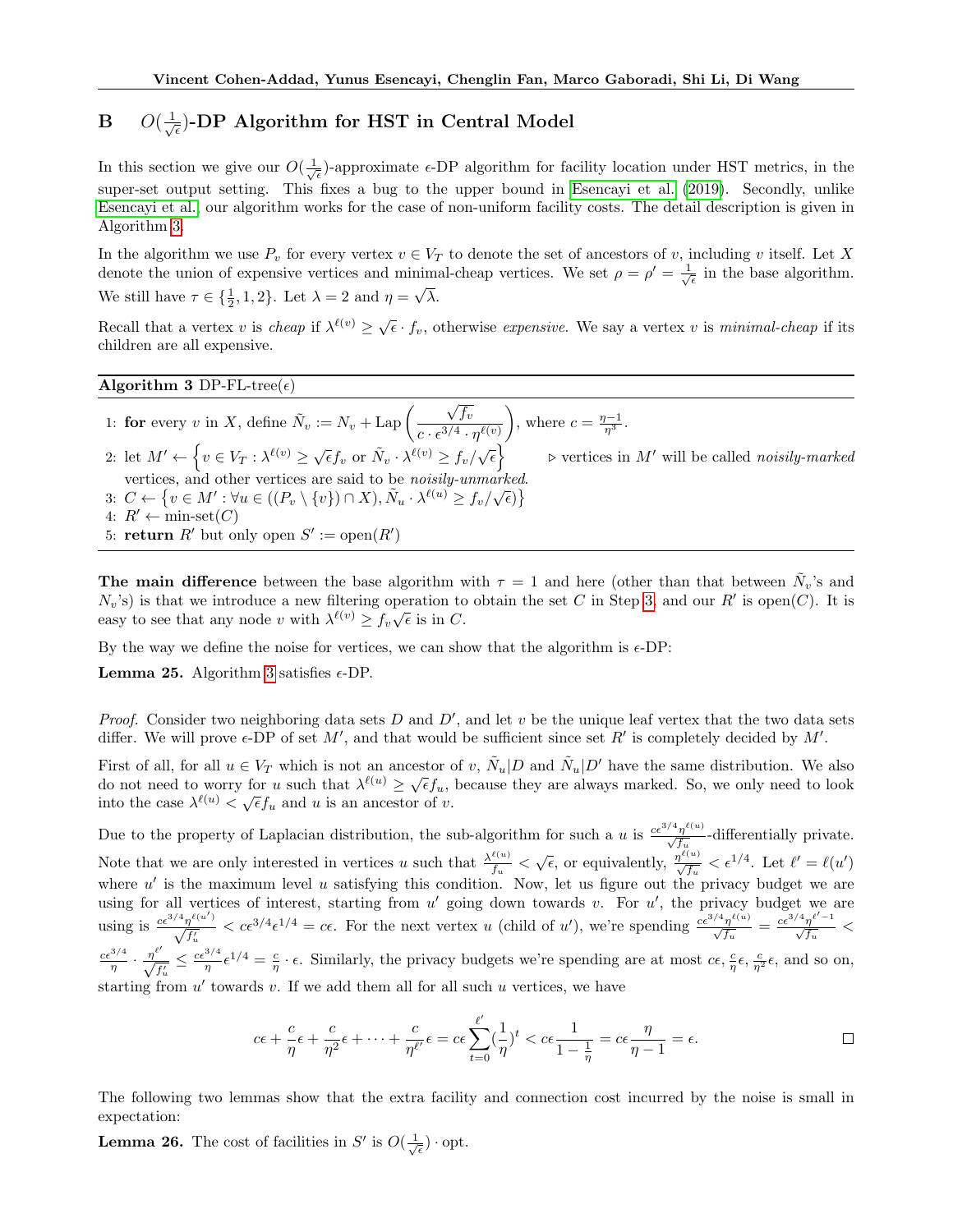# B $O(\frac{1}{\sqrt{\epsilon}})$-DP Algorithm for HST in Central Model

In this section we give our $O(\frac{1}{\sqrt{\epsilon}})$-approximate $\epsilon$-DP algorithm for facility location under HST metrics, in the super-set output setting. This fixes a bug to the upper bound in Esencayi et al. (2019). Secondly, unlike Esencayi et al., our algorithm works for the case of non-uniform facility costs. The detail description is given in Algorithm 3.

In the algorithm we use $P_v$ for every vertex $v \in V_T$ to denote the set of ancestors of $v$, including $v$ itself. Let $X$ denote the union of expensive vertices and minimal-cheap vertices. We set $\rho = \rho' = \frac{1}{\sqrt{\epsilon}}$ in the base algorithm. We still have $\tau \in \{\frac{1}{2}, 1, 2\}$. Let $\lambda = 2$ and $\eta = \sqrt{\lambda}$.

Recall that a vertex $v$ is *cheap* if $\lambda^{\ell(v)} \geq \sqrt{\epsilon} \cdot f_v$, otherwise *expensive*. We say a vertex $v$ is *minimal-cheap* if its children are all expensive.

---

**Algorithm 3** DP-FL-tree($\epsilon$)

1: **for** every $v$ in $X$, define $\tilde{N}_v := N_v + \mathrm{Lap}\left(\dfrac{\sqrt{f_v}}{c \cdot \epsilon^{3/4} \cdot \eta^{\ell(v)}}\right)$, where $c = \frac{\eta - 1}{\eta^3}$.

2: let $M' \leftarrow \left\{v \in V_T : \lambda^{\ell(v)} \geq \sqrt{\epsilon} f_v \text{ or } \tilde{N}_v \cdot \lambda^{\ell(v)} \geq f_v / \sqrt{\epsilon}\right\}$ ▷ vertices in $M'$ will be called *noisily-marked* vertices, and other vertices are said to be *noisily-unmarked*.

3: $C \leftarrow \left\{v \in M' : \forall u \in ((P_v \setminus \{v\}) \cap X), \tilde{N}_u \cdot \lambda^{\ell(u)} \geq f_v / \sqrt{\epsilon})\right\}$

4: $R' \leftarrow \text{min-set}(C)$

5: **return** $R'$ but only open $S' := \text{open}(R')$

---

**The main difference** between the base algorithm with $\tau = 1$ and here (other than that between $\tilde{N}_v$'s and $N_v$'s) is that we introduce a new filtering operation to obtain the set $C$ in Step 3, and our $R'$ is open($C$). It is easy to see that any node $v$ with $\lambda^{\ell(v)} \geq f_v \sqrt{\epsilon}$ is in $C$.

By the way we define the noise for vertices, we can show that the algorithm is $\epsilon$-DP:

**Lemma 25.** Algorithm 3 satisfies $\epsilon$-DP.

*Proof.* Consider two neighboring data sets $D$ and $D'$, and let $v$ be the unique leaf vertex that the two data sets differ. We will prove $\epsilon$-DP of set $M'$, and that would be sufficient since set $R'$ is completely decided by $M'$.

First of all, for all $u \in V_T$ which is not an ancestor of $v$, $\tilde{N}_u | D$ and $\tilde{N}_u | D'$ have the same distribution. We also do not need to worry for $u$ such that $\lambda^{\ell(u)} \geq \sqrt{\epsilon} f_u$, because they are always marked. So, we only need to look into the case $\lambda^{\ell(u)} < \sqrt{\epsilon} f_u$ and $u$ is an ancestor of $v$.

Due to the property of Laplacian distribution, the sub-algorithm for such a $u$ is $\frac{c\epsilon^{3/4}\eta^{\ell(u)}}{\sqrt{f_u}}$-differentially private. Note that we are only interested in vertices $u$ such that $\frac{\lambda^{\ell(u)}}{f_u} < \sqrt{\epsilon}$, or equivalently, $\frac{\eta^{\ell(u)}}{\sqrt{f_u}} < \epsilon^{1/4}$. Let $\ell' = \ell(u')$ where $u'$ is the maximum level $u$ satisfying this condition. Now, let us figure out the privacy budget we are using for all vertices of interest, starting from $u'$ going down towards $v$. For $u'$, the privacy budget we are using is $\frac{c\epsilon^{3/4}\eta^{\ell(u')}}{\sqrt{f'_u}} < c\epsilon^{3/4}\epsilon^{1/4} = c\epsilon$. For the next vertex $u$ (child of $u'$), we're spending $\frac{c\epsilon^{3/4}\eta^{\ell(u)}}{\sqrt{f_u}} = \frac{c\epsilon^{3/4}\eta^{\ell'-1}}{\sqrt{f_u}} < \frac{c\epsilon^{3/4}}{\eta} \cdot \frac{\eta^{\ell'}}{\sqrt{f'_u}} \leq \frac{c\epsilon^{3/4}}{\eta}\epsilon^{1/4} = \frac{c}{\eta} \cdot \epsilon$. Similarly, the privacy budgets we're spending are at most $c\epsilon$, $\frac{c}{\eta}\epsilon$, $\frac{c}{\eta^2}\epsilon$, and so on, starting from $u'$ towards $v$. If we add them all for all such $u$ vertices, we have

$$c\epsilon + \frac{c}{\eta}\epsilon + \frac{c}{\eta^2}\epsilon + \cdots + \frac{c}{\eta^{\ell'}}\epsilon = c\epsilon \sum_{t=0}^{\ell'} (\frac{1}{\eta})^t < c\epsilon \frac{1}{1 - \frac{1}{\eta}} = c\epsilon \frac{\eta}{\eta - 1} = \epsilon.$$

□

The following two lemmas show that the extra facility and connection cost incurred by the noise is small in expectation:

**Lemma 26.** The cost of facilities in $S'$ is $O(\frac{1}{\sqrt{\epsilon}}) \cdot \text{opt}$.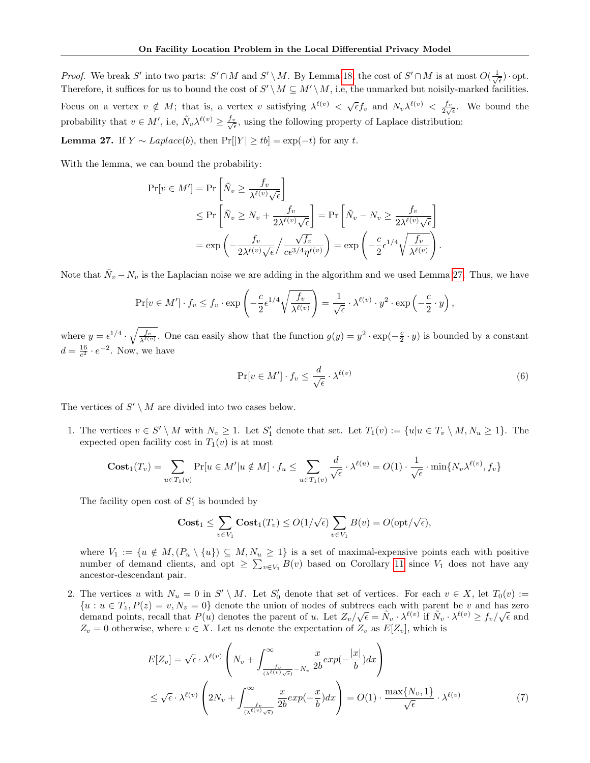*Proof.* We break $S'$ into two parts: $S' \cap M$ and $S' \setminus M$. By Lemma 18, the cost of $S' \cap M$ is at most $O(\frac{1}{\sqrt{\epsilon}}) \cdot \text{opt}$. Therefore, it suffices for us to bound the cost of $S' \setminus M \subseteq M' \setminus M$, i.e, the unmarked but noisily-marked facilities. Focus on a vertex $v \notin M$; that is, a vertex $v$ satisfying $\lambda^{\ell(v)} < \sqrt{\epsilon} f_v$ and $N_v \lambda^{\ell(v)} < \frac{f_v}{2\sqrt{\epsilon}}$. We bound the probability that $v \in M'$, i.e, $\tilde{N}_v \lambda^{\ell(v)} \geq \frac{f_v}{\sqrt{\epsilon}}$, using the following property of Laplace distribution:

**Lemma 27.** If $Y \sim Laplace(b)$, then $\Pr[|Y| \geq tb] = \exp(-t)$ for any $t$.

With the lemma, we can bound the probability:

$$
\begin{aligned}
\Pr[v \in M'] &= \Pr\left[\tilde{N}_v \geq \frac{f_v}{\lambda^{\ell(v)}\sqrt{\epsilon}}\right] \\
&\leq \Pr\left[\tilde{N}_v \geq N_v + \frac{f_v}{2\lambda^{\ell(v)}\sqrt{\epsilon}}\right] = \Pr\left[\tilde{N}_v - N_v \geq \frac{f_v}{2\lambda^{\ell(v)}\sqrt{\epsilon}}\right] \\
&= \exp\left(-\frac{f_v}{2\lambda^{\ell(v)}\sqrt{\epsilon}} \Big/ \frac{\sqrt{f_v}}{c\epsilon^{3/4}\eta^{\ell(v)}}\right) = \exp\left(-\frac{c}{2}\epsilon^{1/4}\sqrt{\frac{f_v}{\lambda^{\ell(v)}}}\right).
\end{aligned}
$$

Note that $\tilde{N}_v - N_v$ is the Laplacian noise we are adding in the algorithm and we used Lemma 27. Thus, we have

$$
\Pr[v \in M'] \cdot f_v \leq f_v \cdot \exp\left(-\frac{c}{2}\epsilon^{1/4}\sqrt{\frac{f_v}{\lambda^{\ell(v)}}}\right) = \frac{1}{\sqrt{\epsilon}} \cdot \lambda^{\ell(v)} \cdot y^2 \cdot \exp\left(-\frac{c}{2} \cdot y\right),
$$

where $y = \epsilon^{1/4} \cdot \sqrt{\frac{f_v}{\lambda^{\ell(v)}}}$. One can easily show that the function $g(y) = y^2 \cdot \exp(-\frac{c}{2} \cdot y)$ is bounded by a constant $d = \frac{16}{c^2} \cdot e^{-2}$. Now, we have

$$
\Pr[v \in M'] \cdot f_v \leq \frac{d}{\sqrt{\epsilon}} \cdot \lambda^{\ell(v)} \tag{6}
$$

The vertices of $S' \setminus M$ are divided into two cases below.

1. The vertices $v \in S' \setminus M$ with $N_v \geq 1$. Let $S'_1$ denote that set. Let $T_1(v) := \{u | u \in T_v \setminus M, N_u \geq 1\}$. The expected open facility cost in $T_1(v)$ is at most

$$
\mathbf{Cost}_1(T_v) = \sum_{u \in T_1(v)} \Pr[u \in M' | u \notin M] \cdot f_u \leq \sum_{u \in T_1(v)} \frac{d}{\sqrt{\epsilon}} \cdot \lambda^{\ell(u)} = O(1) \cdot \frac{1}{\sqrt{\epsilon}} \cdot \min\{N_v \lambda^{\ell(v)}, f_v\}
$$

   The facility open cost of $S'_1$ is bounded by

$$
\mathbf{Cost}_1 \leq \sum_{v \in V_1} \mathbf{Cost}_1(T_v) \leq O(1/\sqrt{\epsilon}) \sum_{v \in V_1} B(v) = O(\text{opt}/\sqrt{\epsilon}),
$$

   where $V_1 := \{u \notin M, (P_u \setminus \{u\}) \subseteq M, N_u \geq 1\}$ is a set of maximal-expensive points each with positive number of demand clients, and opt $\geq \sum_{v \in V_1} B(v)$ based on Corollary 11 since $V_1$ does not have any ancestor-descendant pair.

2. The vertices $u$ with $N_u = 0$ in $S' \setminus M$. Let $S'_0$ denote that set of vertices. For each $v \in X$, let $T_0(v) := \{u : u \in T_z, P(z) = v, N_z = 0\}$ denote the union of nodes of subtrees each with parent be $v$ and has zero demand points, recall that $P(u)$ denotes the parent of $u$. Let $Z_v/\sqrt{\epsilon} = \tilde{N}_v \cdot \lambda^{\ell(v)}$ if $\tilde{N}_v \cdot \lambda^{\ell(v)} \geq f_v/\sqrt{\epsilon}$ and $Z_v = 0$ otherwise, where $v \in X$. Let us denote the expectation of $Z_v$ as $E[Z_v]$, which is

$$
\begin{aligned}
E[Z_v] &= \sqrt{\epsilon} \cdot \lambda^{\ell(v)} \left(N_v + \int_{\frac{f_v}{(\lambda^{\ell(v)}\sqrt{\epsilon})} - N_v}^{\infty} \frac{x}{2b} exp(-\frac{|x|}{b}) dx\right) \\
&\leq \sqrt{\epsilon} \cdot \lambda^{\ell(v)} \left(2N_v + \int_{\frac{f_v}{(\lambda^{\ell(v)}\sqrt{\epsilon})}}^{\infty} \frac{x}{2b} exp(-\frac{x}{b}) dx\right) = O(1) \cdot \frac{\max\{N_v, 1\}}{\sqrt{\epsilon}} \cdot \lambda^{\ell(v)}
\end{aligned} \tag{7}
$$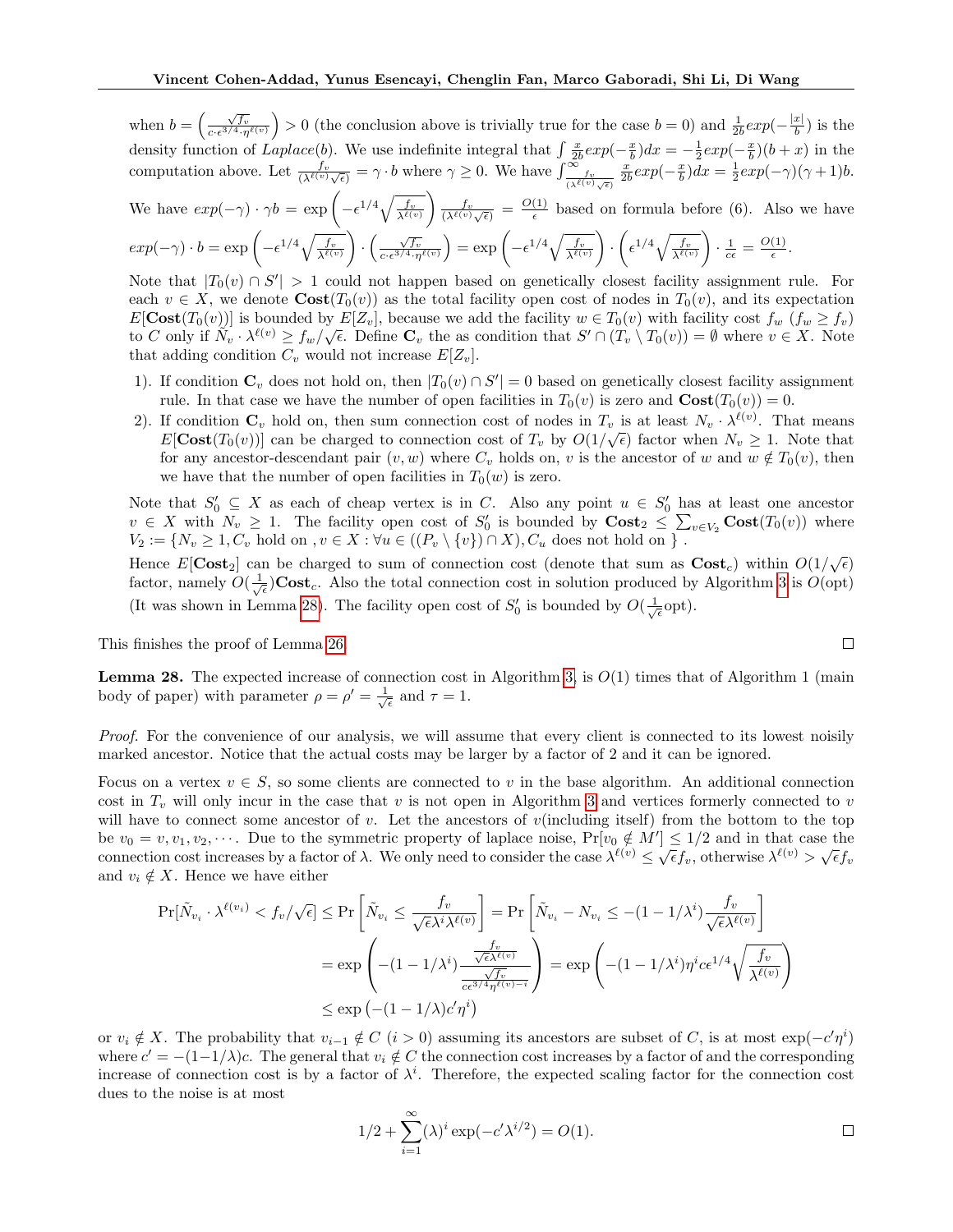when $b = \left(\frac{\sqrt{f_v}}{c \cdot \epsilon^{3/4} \cdot \eta^{\ell(v)}}\right) > 0$ (the conclusion above is trivially true for the case $b = 0$) and $\frac{1}{2b}exp(-\frac{|x|}{b})$ is the density function of $Laplace(b)$. We use indefinite integral that $\int \frac{x}{2b}exp(-\frac{x}{b})dx = -\frac{1}{2}exp(-\frac{x}{b})(b+x)$ in the computation above. Let $\frac{f_v}{(\lambda^{\ell(v)}\sqrt{\epsilon})} = \gamma \cdot b$ where $\gamma \geq 0$. We have $\int_{\frac{f_v}{(\lambda^{\ell(v)}\sqrt{\epsilon})}}^{\infty} \frac{x}{2b}exp(-\frac{x}{b})dx = \frac{1}{2}exp(-\gamma)(\gamma+1)b$. We have $exp(-\gamma) \cdot \gamma b = \exp\left(-\epsilon^{1/4}\sqrt{\frac{f_v}{\lambda^{\ell(v)}}}\right) \frac{f_v}{(\lambda^{\ell(v)}\sqrt{\epsilon})} = \frac{O(1)}{\epsilon}$ based on formula before (6). Also we have $exp(-\gamma) \cdot b = \exp\left(-\epsilon^{1/4}\sqrt{\frac{f_v}{\lambda^{\ell(v)}}}\right) \cdot \left(\frac{\sqrt{f_v}}{c \cdot \epsilon^{3/4} \cdot \eta^{\ell(v)}}\right) = \exp\left(-\epsilon^{1/4}\sqrt{\frac{f_v}{\lambda^{\ell(v)}}}\right) \cdot \left(\epsilon^{1/4}\sqrt{\frac{f_v}{\lambda^{\ell(v)}}}\right) \cdot \frac{1}{c\epsilon} = \frac{O(1)}{\epsilon}$.

Note that $|T_0(v) \cap S'| > 1$ could not happen based on genetically closest facility assignment rule. For each $v \in X$, we denote $\mathbf{Cost}(T_0(v))$ as the total facility open cost of nodes in $T_0(v)$, and its expectation $E[\mathbf{Cost}(T_0(v))]$ is bounded by $E[Z_v]$, because we add the facility $w \in T_0(v)$ with facility cost $f_w$ ($f_w \geq f_v$) to $C$ only if $\tilde{N}_v \cdot \lambda^{\ell(v)} \geq f_w/\sqrt{\epsilon}$. Define $\mathbf{C}_v$ the as condition that $S' \cap (T_v \setminus T_0(v)) = \emptyset$ where $v \in X$. Note that adding condition $C_v$ would not increase $E[Z_v]$.

1). If condition $\mathbf{C}_v$ does not hold on, then $|T_0(v) \cap S'| = 0$ based on genetically closest facility assignment rule. In that case we have the number of open facilities in $T_0(v)$ is zero and $\mathbf{Cost}(T_0(v)) = 0$.

2). If condition $\mathbf{C}_v$ hold on, then sum connection cost of nodes in $T_v$ is at least $N_v \cdot \lambda^{\ell(v)}$. That means $E[\mathbf{Cost}(T_0(v))]$ can be charged to connection cost of $T_v$ by $O(1/\sqrt{\epsilon})$ factor when $N_v \geq 1$. Note that for any ancestor-descendant pair $(v, w)$ where $C_v$ holds on, $v$ is the ancestor of $w$ and $w \notin T_0(v)$, then we have that the number of open facilities in $T_0(w)$ is zero.

Note that $S'_0 \subseteq X$ as each of cheap vertex is in $C$. Also any point $u \in S'_0$ has at least one ancestor $v \in X$ with $N_v \geq 1$. The facility open cost of $S'_0$ is bounded by $\mathbf{Cost}_2 \leq \sum_{v \in V_2} \mathbf{Cost}(T_0(v))$ where $V_2 := \{N_v \geq 1, C_v \text{ hold on }, v \in X : \forall u \in ((P_v \setminus \{v\}) \cap X), C_u \text{ does not hold on }\}$.

Hence $E[\mathbf{Cost}_2]$ can be charged to sum of connection cost (denote that sum as $\mathbf{Cost}_c$) within $O(1/\sqrt{\epsilon})$ factor, namely $O(\frac{1}{\sqrt{\epsilon}})\mathbf{Cost}_c$. Also the total connection cost in solution produced by Algorithm 3 is $O(\text{opt})$ (It was shown in Lemma 28). The facility open cost of $S'_0$ is bounded by $O(\frac{1}{\sqrt{\epsilon}}\text{opt})$.

This finishes the proof of Lemma 26. ∎

**Lemma 28.** The expected increase of connection cost in Algorithm 3, is $O(1)$ times that of Algorithm 1 (main body of paper) with parameter $\rho = \rho' = \frac{1}{\sqrt{\epsilon}}$ and $\tau = 1$.

*Proof.* For the convenience of our analysis, we will assume that every client is connected to its lowest noisily marked ancestor. Notice that the actual costs may be larger by a factor of 2 and it can be ignored.

Focus on a vertex $v \in S$, so some clients are connected to $v$ in the base algorithm. An additional connection cost in $T_v$ will only incur in the case that $v$ is not open in Algorithm 3 and vertices formerly connected to $v$ will have to connect some ancestor of $v$. Let the ancestors of $v$(including itself) from the bottom to the top be $v_0 = v, v_1, v_2, \cdots$. Due to the symmetric property of laplace noise, $\Pr[v_0 \notin M'] \leq 1/2$ and in that case the connection cost increases by a factor of $\lambda$. We only need to consider the case $\lambda^{\ell(v)} \leq \sqrt{\epsilon} f_v$, otherwise $\lambda^{\ell(v)} > \sqrt{\epsilon} f_v$ and $v_i \notin X$. Hence we have either

$$
\begin{aligned}
\Pr[\tilde{N}_{v_i} \cdot \lambda^{\ell(v_i)} < f_v/\sqrt{\epsilon}] &\leq \Pr\left[\tilde{N}_{v_i} \leq \frac{f_v}{\sqrt{\epsilon}\lambda^i \lambda^{\ell(v)}}\right] = \Pr\left[\tilde{N}_{v_i} - N_{v_i} \leq -(1 - 1/\lambda^i)\frac{f_v}{\sqrt{\epsilon}\lambda^{\ell(v)}}\right] \\
&= \exp\left(-(1-1/\lambda^i)\frac{\frac{f_v}{\sqrt{\epsilon}\lambda^{\ell(v)}}}{\frac{\sqrt{f_v}}{c\epsilon^{3/4}\eta^{\ell(v)-i}}}\right) = \exp\left(-(1-1/\lambda^i)\eta^i c \epsilon^{1/4}\sqrt{\frac{f_v}{\lambda^{\ell(v)}}}\right) \\
&\leq \exp\left(-(1-1/\lambda)c'\eta^i\right)
\end{aligned}
$$

or $v_i \notin X$. The probability that $v_{i-1} \notin C$ ($i > 0$) assuming its ancestors are subset of $C$, is at most $\exp(-c'\eta^i)$ where $c' = -(1 - 1/\lambda)c$. The general that $v_i \notin C$ the connection cost increases by a factor of and the corresponding increase of connection cost is by a factor of $\lambda^i$. Therefore, the expected scaling factor for the connection cost dues to the noise is at most

$$
1/2 + \sum_{i=1}^{\infty}(\lambda)^i \exp(-c'\lambda^{i/2}) = O(1).
$$

∎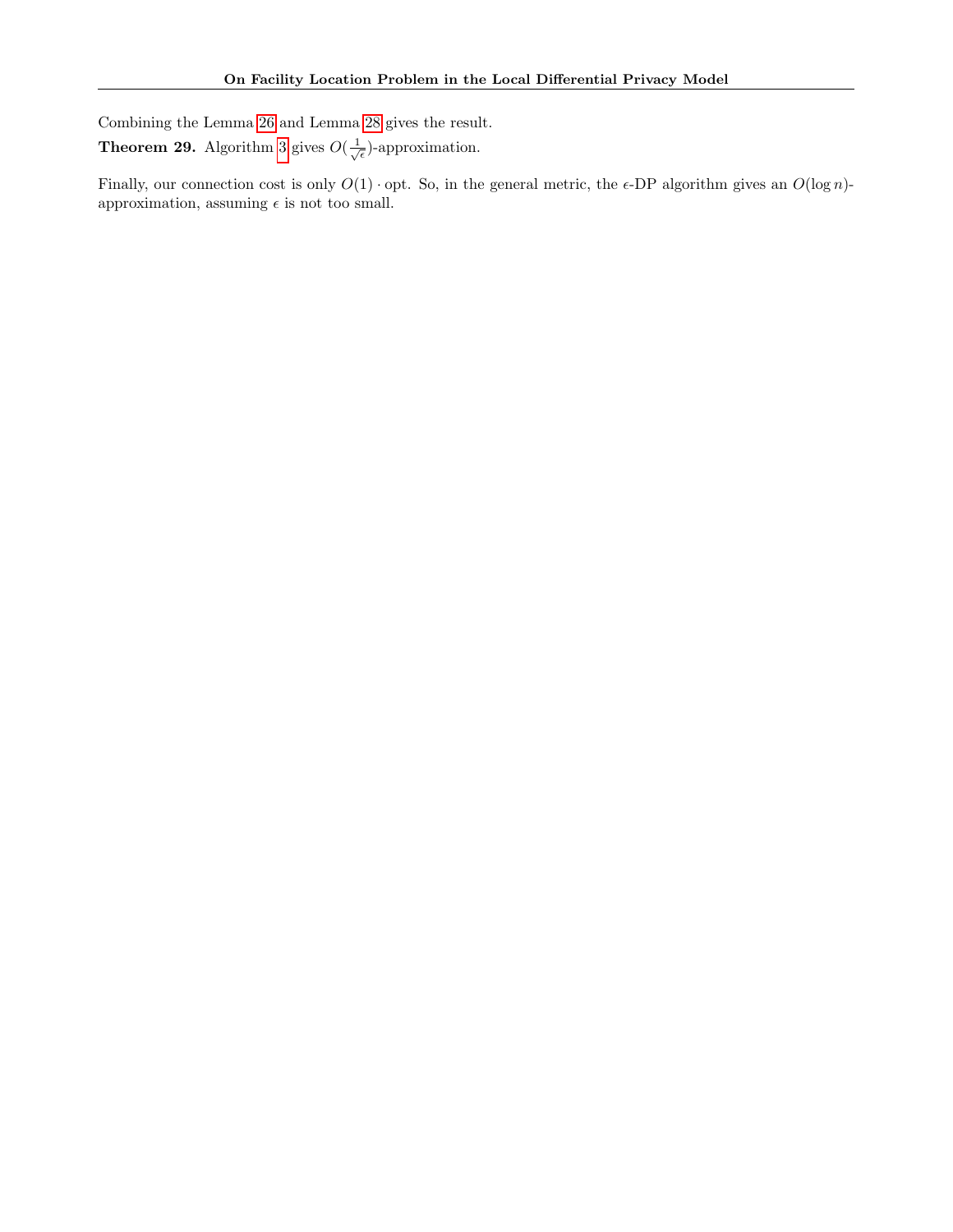Combining the Lemma 26 and Lemma 28 gives the result.

**Theorem 29.** Algorithm 3 gives $O(\frac{1}{\sqrt{\epsilon}})$-approximation.

Finally, our connection cost is only $O(1) \cdot \text{opt}$. So, in the general metric, the $\epsilon$-DP algorithm gives an $O(\log n)$-approximation, assuming $\epsilon$ is not too small.